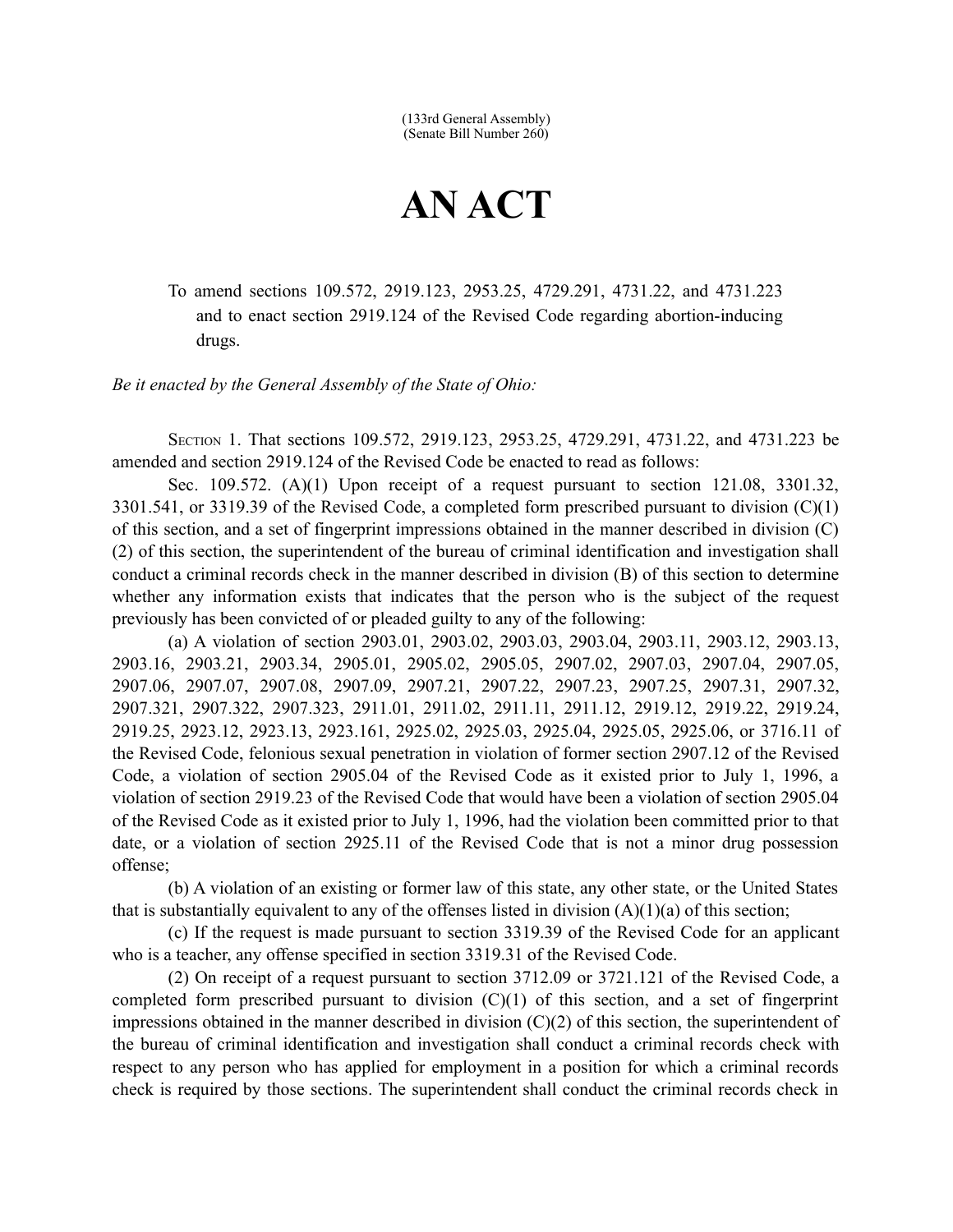(133rd General Assembly)
(Senate Bill Number 260)

# AN ACT

To amend sections 109.572, 2919.123, 2953.25, 4729.291, 4731.22, and 4731.223 and to enact section 2919.124 of the Revised Code regarding abortion-inducing drugs.

*Be it enacted by the General Assembly of the State of Ohio:*

SECTION 1. That sections 109.572, 2919.123, 2953.25, 4729.291, 4731.22, and 4731.223 be amended and section 2919.124 of the Revised Code be enacted to read as follows:

Sec. 109.572. (A)(1) Upon receipt of a request pursuant to section 121.08, 3301.32, 3301.541, or 3319.39 of the Revised Code, a completed form prescribed pursuant to division (C)(1) of this section, and a set of fingerprint impressions obtained in the manner described in division (C)(2) of this section, the superintendent of the bureau of criminal identification and investigation shall conduct a criminal records check in the manner described in division (B) of this section to determine whether any information exists that indicates that the person who is the subject of the request previously has been convicted of or pleaded guilty to any of the following:

(a) A violation of section 2903.01, 2903.02, 2903.03, 2903.04, 2903.11, 2903.12, 2903.13, 2903.16, 2903.21, 2903.34, 2905.01, 2905.02, 2905.05, 2907.02, 2907.03, 2907.04, 2907.05, 2907.06, 2907.07, 2907.08, 2907.09, 2907.21, 2907.22, 2907.23, 2907.25, 2907.31, 2907.32, 2907.321, 2907.322, 2907.323, 2911.01, 2911.02, 2911.11, 2911.12, 2919.12, 2919.22, 2919.24, 2919.25, 2923.12, 2923.13, 2923.161, 2925.02, 2925.03, 2925.04, 2925.05, 2925.06, or 3716.11 of the Revised Code, felonious sexual penetration in violation of former section 2907.12 of the Revised Code, a violation of section 2905.04 of the Revised Code as it existed prior to July 1, 1996, a violation of section 2919.23 of the Revised Code that would have been a violation of section 2905.04 of the Revised Code as it existed prior to July 1, 1996, had the violation been committed prior to that date, or a violation of section 2925.11 of the Revised Code that is not a minor drug possession offense;

(b) A violation of an existing or former law of this state, any other state, or the United States that is substantially equivalent to any of the offenses listed in division (A)(1)(a) of this section;

(c) If the request is made pursuant to section 3319.39 of the Revised Code for an applicant who is a teacher, any offense specified in section 3319.31 of the Revised Code.

(2) On receipt of a request pursuant to section 3712.09 or 3721.121 of the Revised Code, a completed form prescribed pursuant to division (C)(1) of this section, and a set of fingerprint impressions obtained in the manner described in division (C)(2) of this section, the superintendent of the bureau of criminal identification and investigation shall conduct a criminal records check with respect to any person who has applied for employment in a position for which a criminal records check is required by those sections. The superintendent shall conduct the criminal records check in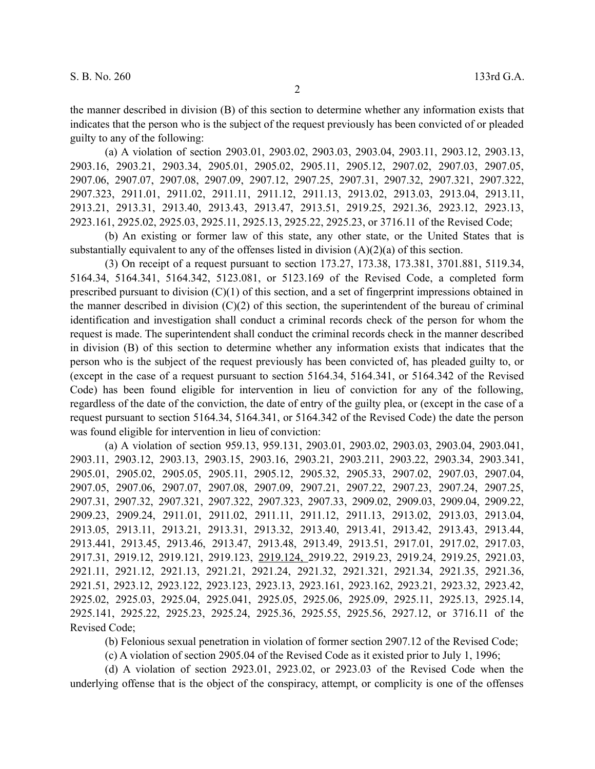the manner described in division (B) of this section to determine whether any information exists that indicates that the person who is the subject of the request previously has been convicted of or pleaded guilty to any of the following:

(a) A violation of section 2903.01, 2903.02, 2903.03, 2903.04, 2903.11, 2903.12, 2903.13, 2903.16, 2903.21, 2903.34, 2905.01, 2905.02, 2905.11, 2905.12, 2907.02, 2907.03, 2907.05, 2907.06, 2907.07, 2907.08, 2907.09, 2907.12, 2907.25, 2907.31, 2907.32, 2907.321, 2907.322, 2907.323, 2911.01, 2911.02, 2911.11, 2911.12, 2911.13, 2913.02, 2913.03, 2913.04, 2913.11, 2913.21, 2913.31, 2913.40, 2913.43, 2913.47, 2913.51, 2919.25, 2921.36, 2923.12, 2923.13, 2923.161, 2925.02, 2925.03, 2925.11, 2925.13, 2925.22, 2925.23, or 3716.11 of the Revised Code;

(b) An existing or former law of this state, any other state, or the United States that is substantially equivalent to any of the offenses listed in division (A)(2)(a) of this section.

(3) On receipt of a request pursuant to section 173.27, 173.38, 173.381, 3701.881, 5119.34, 5164.34, 5164.341, 5164.342, 5123.081, or 5123.169 of the Revised Code, a completed form prescribed pursuant to division (C)(1) of this section, and a set of fingerprint impressions obtained in the manner described in division (C)(2) of this section, the superintendent of the bureau of criminal identification and investigation shall conduct a criminal records check of the person for whom the request is made. The superintendent shall conduct the criminal records check in the manner described in division (B) of this section to determine whether any information exists that indicates that the person who is the subject of the request previously has been convicted of, has pleaded guilty to, or (except in the case of a request pursuant to section 5164.34, 5164.341, or 5164.342 of the Revised Code) has been found eligible for intervention in lieu of conviction for any of the following, regardless of the date of the conviction, the date of entry of the guilty plea, or (except in the case of a request pursuant to section 5164.34, 5164.341, or 5164.342 of the Revised Code) the date the person was found eligible for intervention in lieu of conviction:

(a) A violation of section 959.13, 959.131, 2903.01, 2903.02, 2903.03, 2903.04, 2903.041, 2903.11, 2903.12, 2903.13, 2903.15, 2903.16, 2903.21, 2903.211, 2903.22, 2903.34, 2903.341, 2905.01, 2905.02, 2905.05, 2905.11, 2905.12, 2905.32, 2905.33, 2907.02, 2907.03, 2907.04, 2907.05, 2907.06, 2907.07, 2907.08, 2907.09, 2907.21, 2907.22, 2907.23, 2907.24, 2907.25, 2907.31, 2907.32, 2907.321, 2907.322, 2907.323, 2907.33, 2909.02, 2909.03, 2909.04, 2909.22, 2909.23, 2909.24, 2911.01, 2911.02, 2911.11, 2911.12, 2911.13, 2913.02, 2913.03, 2913.04, 2913.05, 2913.11, 2913.21, 2913.31, 2913.32, 2913.40, 2913.41, 2913.42, 2913.43, 2913.44, 2913.441, 2913.45, 2913.46, 2913.47, 2913.48, 2913.49, 2913.51, 2917.01, 2917.02, 2917.03, 2917.31, 2919.12, 2919.121, 2919.123, 2919.124, 2919.22, 2919.23, 2919.24, 2919.25, 2921.03, 2921.11, 2921.12, 2921.13, 2921.21, 2921.24, 2921.32, 2921.321, 2921.34, 2921.35, 2921.36, 2921.51, 2923.12, 2923.122, 2923.123, 2923.13, 2923.161, 2923.162, 2923.21, 2923.32, 2923.42, 2925.02, 2925.03, 2925.04, 2925.041, 2925.05, 2925.06, 2925.09, 2925.11, 2925.13, 2925.14, 2925.141, 2925.22, 2925.23, 2925.24, 2925.36, 2925.55, 2925.56, 2927.12, or 3716.11 of the Revised Code;

(b) Felonious sexual penetration in violation of former section 2907.12 of the Revised Code;

(c) A violation of section 2905.04 of the Revised Code as it existed prior to July 1, 1996;

(d) A violation of section 2923.01, 2923.02, or 2923.03 of the Revised Code when the underlying offense that is the object of the conspiracy, attempt, or complicity is one of the offenses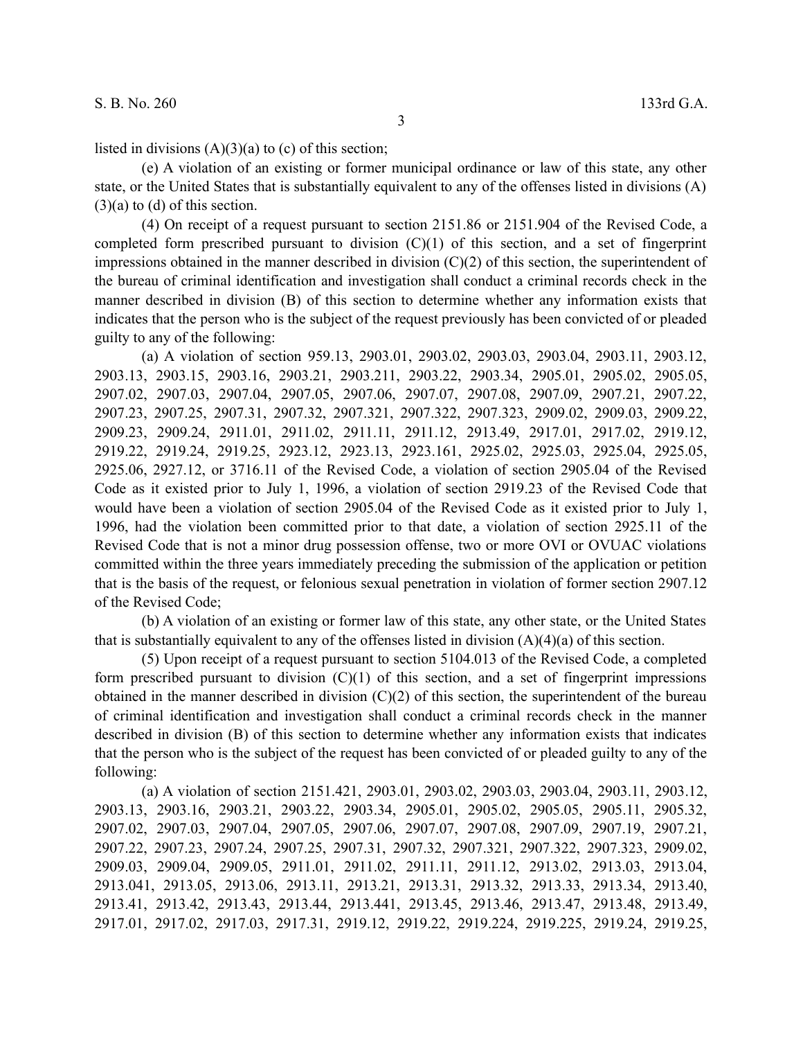listed in divisions (A)(3)(a) to (c) of this section;

(e) A violation of an existing or former municipal ordinance or law of this state, any other state, or the United States that is substantially equivalent to any of the offenses listed in divisions (A)(3)(a) to (d) of this section.

(4) On receipt of a request pursuant to section 2151.86 or 2151.904 of the Revised Code, a completed form prescribed pursuant to division (C)(1) of this section, and a set of fingerprint impressions obtained in the manner described in division (C)(2) of this section, the superintendent of the bureau of criminal identification and investigation shall conduct a criminal records check in the manner described in division (B) of this section to determine whether any information exists that indicates that the person who is the subject of the request previously has been convicted of or pleaded guilty to any of the following:

(a) A violation of section 959.13, 2903.01, 2903.02, 2903.03, 2903.04, 2903.11, 2903.12, 2903.13, 2903.15, 2903.16, 2903.21, 2903.211, 2903.22, 2903.34, 2905.01, 2905.02, 2905.05, 2907.02, 2907.03, 2907.04, 2907.05, 2907.06, 2907.07, 2907.08, 2907.09, 2907.21, 2907.22, 2907.23, 2907.25, 2907.31, 2907.32, 2907.321, 2907.322, 2907.323, 2909.02, 2909.03, 2909.22, 2909.23, 2909.24, 2911.01, 2911.02, 2911.11, 2911.12, 2913.49, 2917.01, 2917.02, 2919.12, 2919.22, 2919.24, 2919.25, 2923.12, 2923.13, 2923.161, 2925.02, 2925.03, 2925.04, 2925.05, 2925.06, 2927.12, or 3716.11 of the Revised Code, a violation of section 2905.04 of the Revised Code as it existed prior to July 1, 1996, a violation of section 2919.23 of the Revised Code that would have been a violation of section 2905.04 of the Revised Code as it existed prior to July 1, 1996, had the violation been committed prior to that date, a violation of section 2925.11 of the Revised Code that is not a minor drug possession offense, two or more OVI or OVUAC violations committed within the three years immediately preceding the submission of the application or petition that is the basis of the request, or felonious sexual penetration in violation of former section 2907.12 of the Revised Code;

(b) A violation of an existing or former law of this state, any other state, or the United States that is substantially equivalent to any of the offenses listed in division (A)(4)(a) of this section.

(5) Upon receipt of a request pursuant to section 5104.013 of the Revised Code, a completed form prescribed pursuant to division (C)(1) of this section, and a set of fingerprint impressions obtained in the manner described in division (C)(2) of this section, the superintendent of the bureau of criminal identification and investigation shall conduct a criminal records check in the manner described in division (B) of this section to determine whether any information exists that indicates that the person who is the subject of the request has been convicted of or pleaded guilty to any of the following:

(a) A violation of section 2151.421, 2903.01, 2903.02, 2903.03, 2903.04, 2903.11, 2903.12, 2903.13, 2903.16, 2903.21, 2903.22, 2903.34, 2905.01, 2905.02, 2905.05, 2905.11, 2905.32, 2907.02, 2907.03, 2907.04, 2907.05, 2907.06, 2907.07, 2907.08, 2907.09, 2907.19, 2907.21, 2907.22, 2907.23, 2907.24, 2907.25, 2907.31, 2907.32, 2907.321, 2907.322, 2907.323, 2909.02, 2909.03, 2909.04, 2909.05, 2911.01, 2911.02, 2911.11, 2911.12, 2913.02, 2913.03, 2913.04, 2913.041, 2913.05, 2913.06, 2913.11, 2913.21, 2913.31, 2913.32, 2913.33, 2913.34, 2913.40, 2913.41, 2913.42, 2913.43, 2913.44, 2913.441, 2913.45, 2913.46, 2913.47, 2913.48, 2913.49, 2917.01, 2917.02, 2917.03, 2917.31, 2919.12, 2919.22, 2919.224, 2919.225, 2919.24, 2919.25,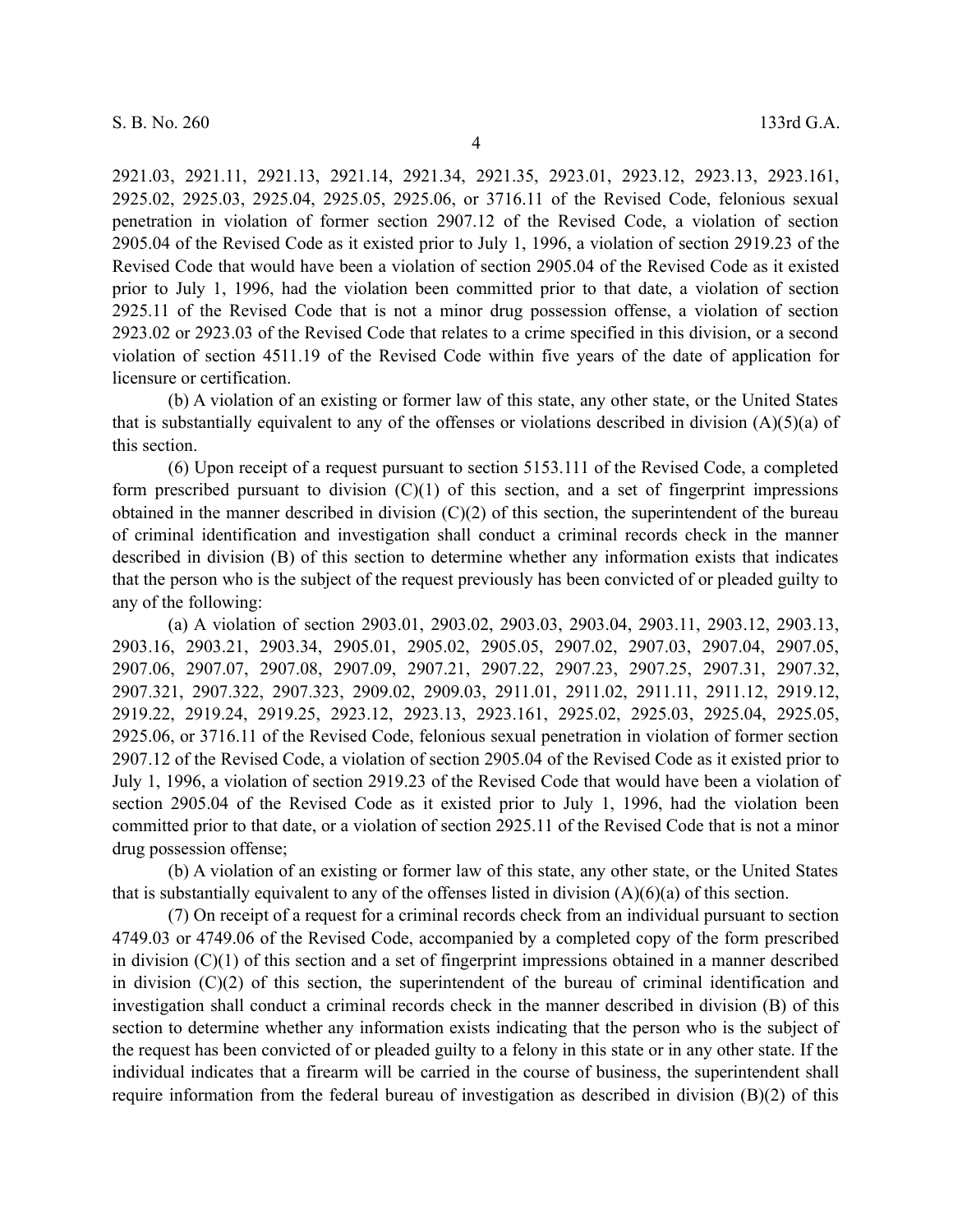2921.03, 2921.11, 2921.13, 2921.14, 2921.34, 2921.35, 2923.01, 2923.12, 2923.13, 2923.161, 2925.02, 2925.03, 2925.04, 2925.05, 2925.06, or 3716.11 of the Revised Code, felonious sexual penetration in violation of former section 2907.12 of the Revised Code, a violation of section 2905.04 of the Revised Code as it existed prior to July 1, 1996, a violation of section 2919.23 of the Revised Code that would have been a violation of section 2905.04 of the Revised Code as it existed prior to July 1, 1996, had the violation been committed prior to that date, a violation of section 2925.11 of the Revised Code that is not a minor drug possession offense, a violation of section 2923.02 or 2923.03 of the Revised Code that relates to a crime specified in this division, or a second violation of section 4511.19 of the Revised Code within five years of the date of application for licensure or certification.

(b) A violation of an existing or former law of this state, any other state, or the United States that is substantially equivalent to any of the offenses or violations described in division (A)(5)(a) of this section.

(6) Upon receipt of a request pursuant to section 5153.111 of the Revised Code, a completed form prescribed pursuant to division (C)(1) of this section, and a set of fingerprint impressions obtained in the manner described in division (C)(2) of this section, the superintendent of the bureau of criminal identification and investigation shall conduct a criminal records check in the manner described in division (B) of this section to determine whether any information exists that indicates that the person who is the subject of the request previously has been convicted of or pleaded guilty to any of the following:

(a) A violation of section 2903.01, 2903.02, 2903.03, 2903.04, 2903.11, 2903.12, 2903.13, 2903.16, 2903.21, 2903.34, 2905.01, 2905.02, 2905.05, 2907.02, 2907.03, 2907.04, 2907.05, 2907.06, 2907.07, 2907.08, 2907.09, 2907.21, 2907.22, 2907.23, 2907.25, 2907.31, 2907.32, 2907.321, 2907.322, 2907.323, 2909.02, 2909.03, 2911.01, 2911.02, 2911.11, 2911.12, 2919.12, 2919.22, 2919.24, 2919.25, 2923.12, 2923.13, 2923.161, 2925.02, 2925.03, 2925.04, 2925.05, 2925.06, or 3716.11 of the Revised Code, felonious sexual penetration in violation of former section 2907.12 of the Revised Code, a violation of section 2905.04 of the Revised Code as it existed prior to July 1, 1996, a violation of section 2919.23 of the Revised Code that would have been a violation of section 2905.04 of the Revised Code as it existed prior to July 1, 1996, had the violation been committed prior to that date, or a violation of section 2925.11 of the Revised Code that is not a minor drug possession offense;

(b) A violation of an existing or former law of this state, any other state, or the United States that is substantially equivalent to any of the offenses listed in division (A)(6)(a) of this section.

(7) On receipt of a request for a criminal records check from an individual pursuant to section 4749.03 or 4749.06 of the Revised Code, accompanied by a completed copy of the form prescribed in division (C)(1) of this section and a set of fingerprint impressions obtained in a manner described in division (C)(2) of this section, the superintendent of the bureau of criminal identification and investigation shall conduct a criminal records check in the manner described in division (B) of this section to determine whether any information exists indicating that the person who is the subject of the request has been convicted of or pleaded guilty to a felony in this state or in any other state. If the individual indicates that a firearm will be carried in the course of business, the superintendent shall require information from the federal bureau of investigation as described in division (B)(2) of this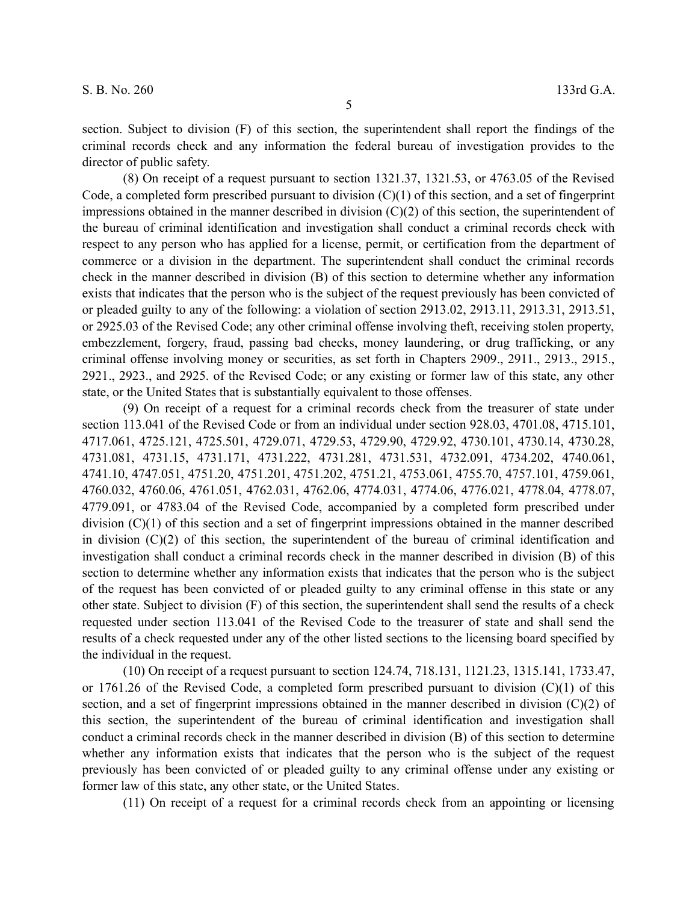section. Subject to division (F) of this section, the superintendent shall report the findings of the criminal records check and any information the federal bureau of investigation provides to the director of public safety.

(8) On receipt of a request pursuant to section 1321.37, 1321.53, or 4763.05 of the Revised Code, a completed form prescribed pursuant to division (C)(1) of this section, and a set of fingerprint impressions obtained in the manner described in division (C)(2) of this section, the superintendent of the bureau of criminal identification and investigation shall conduct a criminal records check with respect to any person who has applied for a license, permit, or certification from the department of commerce or a division in the department. The superintendent shall conduct the criminal records check in the manner described in division (B) of this section to determine whether any information exists that indicates that the person who is the subject of the request previously has been convicted of or pleaded guilty to any of the following: a violation of section 2913.02, 2913.11, 2913.31, 2913.51, or 2925.03 of the Revised Code; any other criminal offense involving theft, receiving stolen property, embezzlement, forgery, fraud, passing bad checks, money laundering, or drug trafficking, or any criminal offense involving money or securities, as set forth in Chapters 2909., 2911., 2913., 2915., 2921., 2923., and 2925. of the Revised Code; or any existing or former law of this state, any other state, or the United States that is substantially equivalent to those offenses.

(9) On receipt of a request for a criminal records check from the treasurer of state under section 113.041 of the Revised Code or from an individual under section 928.03, 4701.08, 4715.101, 4717.061, 4725.121, 4725.501, 4729.071, 4729.53, 4729.90, 4729.92, 4730.101, 4730.14, 4730.28, 4731.081, 4731.15, 4731.171, 4731.222, 4731.281, 4731.531, 4732.091, 4734.202, 4740.061, 4741.10, 4747.051, 4751.20, 4751.201, 4751.202, 4751.21, 4753.061, 4755.70, 4757.101, 4759.061, 4760.032, 4760.06, 4761.051, 4762.031, 4762.06, 4774.031, 4774.06, 4776.021, 4778.04, 4778.07, 4779.091, or 4783.04 of the Revised Code, accompanied by a completed form prescribed under division (C)(1) of this section and a set of fingerprint impressions obtained in the manner described in division (C)(2) of this section, the superintendent of the bureau of criminal identification and investigation shall conduct a criminal records check in the manner described in division (B) of this section to determine whether any information exists that indicates that the person who is the subject of the request has been convicted of or pleaded guilty to any criminal offense in this state or any other state. Subject to division (F) of this section, the superintendent shall send the results of a check requested under section 113.041 of the Revised Code to the treasurer of state and shall send the results of a check requested under any of the other listed sections to the licensing board specified by the individual in the request.

(10) On receipt of a request pursuant to section 124.74, 718.131, 1121.23, 1315.141, 1733.47, or 1761.26 of the Revised Code, a completed form prescribed pursuant to division (C)(1) of this section, and a set of fingerprint impressions obtained in the manner described in division (C)(2) of this section, the superintendent of the bureau of criminal identification and investigation shall conduct a criminal records check in the manner described in division (B) of this section to determine whether any information exists that indicates that the person who is the subject of the request previously has been convicted of or pleaded guilty to any criminal offense under any existing or former law of this state, any other state, or the United States.

(11) On receipt of a request for a criminal records check from an appointing or licensing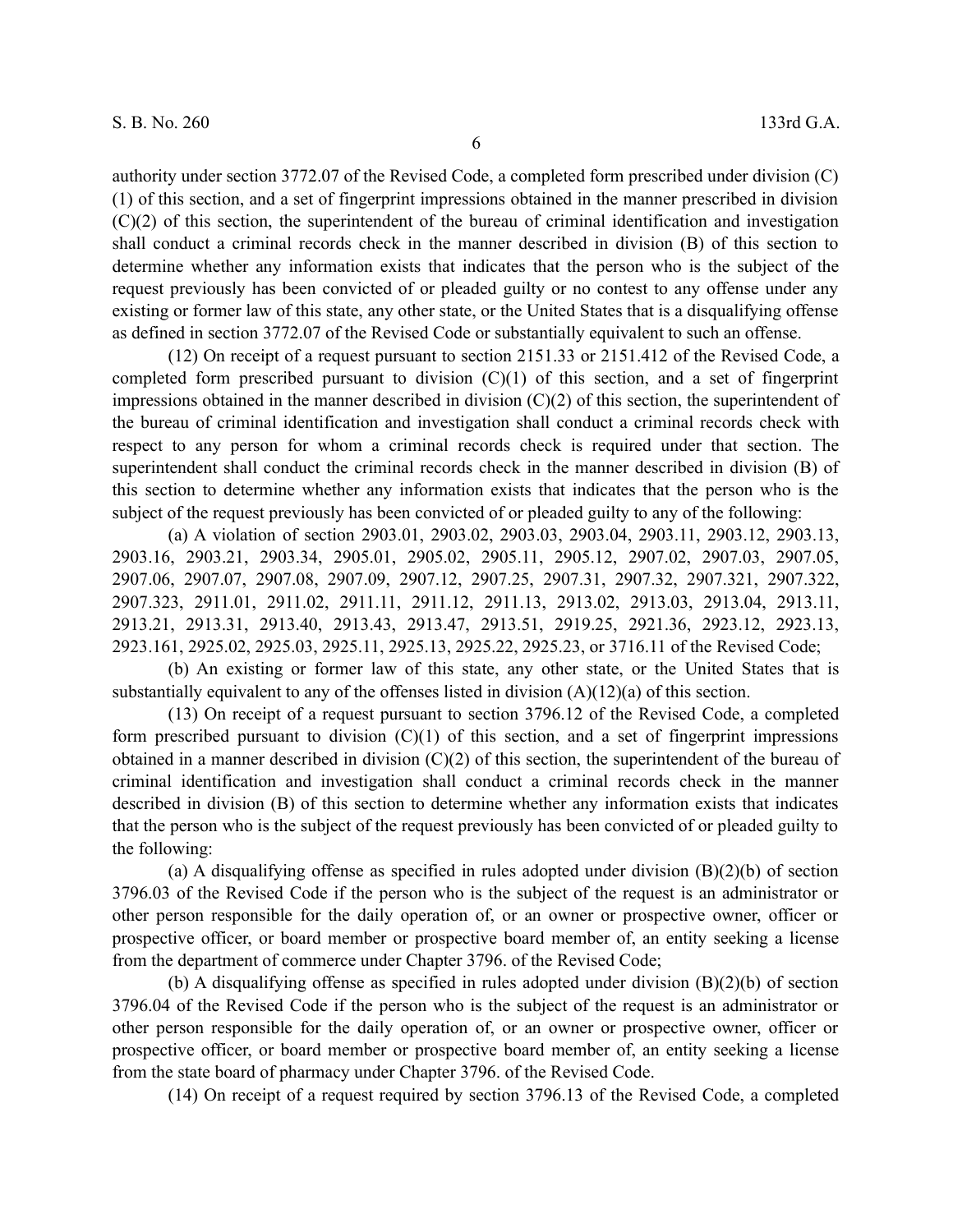authority under section 3772.07 of the Revised Code, a completed form prescribed under division (C)(1) of this section, and a set of fingerprint impressions obtained in the manner prescribed in division (C)(2) of this section, the superintendent of the bureau of criminal identification and investigation shall conduct a criminal records check in the manner described in division (B) of this section to determine whether any information exists that indicates that the person who is the subject of the request previously has been convicted of or pleaded guilty or no contest to any offense under any existing or former law of this state, any other state, or the United States that is a disqualifying offense as defined in section 3772.07 of the Revised Code or substantially equivalent to such an offense.

(12) On receipt of a request pursuant to section 2151.33 or 2151.412 of the Revised Code, a completed form prescribed pursuant to division (C)(1) of this section, and a set of fingerprint impressions obtained in the manner described in division (C)(2) of this section, the superintendent of the bureau of criminal identification and investigation shall conduct a criminal records check with respect to any person for whom a criminal records check is required under that section. The superintendent shall conduct the criminal records check in the manner described in division (B) of this section to determine whether any information exists that indicates that the person who is the subject of the request previously has been convicted of or pleaded guilty to any of the following:

(a) A violation of section 2903.01, 2903.02, 2903.03, 2903.04, 2903.11, 2903.12, 2903.13, 2903.16, 2903.21, 2903.34, 2905.01, 2905.02, 2905.11, 2905.12, 2907.02, 2907.03, 2907.05, 2907.06, 2907.07, 2907.08, 2907.09, 2907.12, 2907.25, 2907.31, 2907.32, 2907.321, 2907.322, 2907.323, 2911.01, 2911.02, 2911.11, 2911.12, 2911.13, 2913.02, 2913.03, 2913.04, 2913.11, 2913.21, 2913.31, 2913.40, 2913.43, 2913.47, 2913.51, 2919.25, 2921.36, 2923.12, 2923.13, 2923.161, 2925.02, 2925.03, 2925.11, 2925.13, 2925.22, 2925.23, or 3716.11 of the Revised Code;

(b) An existing or former law of this state, any other state, or the United States that is substantially equivalent to any of the offenses listed in division (A)(12)(a) of this section.

(13) On receipt of a request pursuant to section 3796.12 of the Revised Code, a completed form prescribed pursuant to division (C)(1) of this section, and a set of fingerprint impressions obtained in a manner described in division (C)(2) of this section, the superintendent of the bureau of criminal identification and investigation shall conduct a criminal records check in the manner described in division (B) of this section to determine whether any information exists that indicates that the person who is the subject of the request previously has been convicted of or pleaded guilty to the following:

(a) A disqualifying offense as specified in rules adopted under division (B)(2)(b) of section 3796.03 of the Revised Code if the person who is the subject of the request is an administrator or other person responsible for the daily operation of, or an owner or prospective owner, officer or prospective officer, or board member or prospective board member of, an entity seeking a license from the department of commerce under Chapter 3796. of the Revised Code;

(b) A disqualifying offense as specified in rules adopted under division (B)(2)(b) of section 3796.04 of the Revised Code if the person who is the subject of the request is an administrator or other person responsible for the daily operation of, or an owner or prospective owner, officer or prospective officer, or board member or prospective board member of, an entity seeking a license from the state board of pharmacy under Chapter 3796. of the Revised Code.

(14) On receipt of a request required by section 3796.13 of the Revised Code, a completed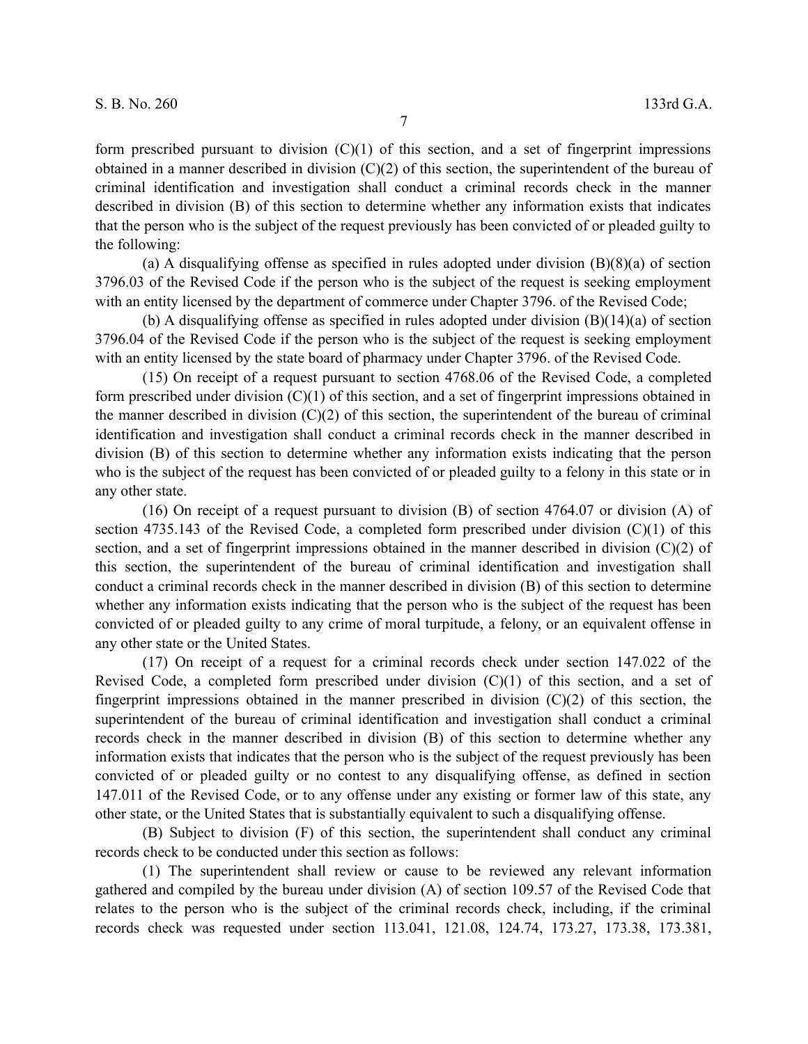form prescribed pursuant to division (C)(1) of this section, and a set of fingerprint impressions obtained in a manner described in division (C)(2) of this section, the superintendent of the bureau of criminal identification and investigation shall conduct a criminal records check in the manner described in division (B) of this section to determine whether any information exists that indicates that the person who is the subject of the request previously has been convicted of or pleaded guilty to the following:

(a) A disqualifying offense as specified in rules adopted under division (B)(8)(a) of section 3796.03 of the Revised Code if the person who is the subject of the request is seeking employment with an entity licensed by the department of commerce under Chapter 3796. of the Revised Code;

(b) A disqualifying offense as specified in rules adopted under division (B)(14)(a) of section 3796.04 of the Revised Code if the person who is the subject of the request is seeking employment with an entity licensed by the state board of pharmacy under Chapter 3796. of the Revised Code.

(15) On receipt of a request pursuant to section 4768.06 of the Revised Code, a completed form prescribed under division (C)(1) of this section, and a set of fingerprint impressions obtained in the manner described in division (C)(2) of this section, the superintendent of the bureau of criminal identification and investigation shall conduct a criminal records check in the manner described in division (B) of this section to determine whether any information exists indicating that the person who is the subject of the request has been convicted of or pleaded guilty to a felony in this state or in any other state.

(16) On receipt of a request pursuant to division (B) of section 4764.07 or division (A) of section 4735.143 of the Revised Code, a completed form prescribed under division (C)(1) of this section, and a set of fingerprint impressions obtained in the manner described in division (C)(2) of this section, the superintendent of the bureau of criminal identification and investigation shall conduct a criminal records check in the manner described in division (B) of this section to determine whether any information exists indicating that the person who is the subject of the request has been convicted of or pleaded guilty to any crime of moral turpitude, a felony, or an equivalent offense in any other state or the United States.

(17) On receipt of a request for a criminal records check under section 147.022 of the Revised Code, a completed form prescribed under division (C)(1) of this section, and a set of fingerprint impressions obtained in the manner prescribed in division (C)(2) of this section, the superintendent of the bureau of criminal identification and investigation shall conduct a criminal records check in the manner described in division (B) of this section to determine whether any information exists that indicates that the person who is the subject of the request previously has been convicted of or pleaded guilty or no contest to any disqualifying offense, as defined in section 147.011 of the Revised Code, or to any offense under any existing or former law of this state, any other state, or the United States that is substantially equivalent to such a disqualifying offense.

(B) Subject to division (F) of this section, the superintendent shall conduct any criminal records check to be conducted under this section as follows:

(1) The superintendent shall review or cause to be reviewed any relevant information gathered and compiled by the bureau under division (A) of section 109.57 of the Revised Code that relates to the person who is the subject of the criminal records check, including, if the criminal records check was requested under section 113.041, 121.08, 124.74, 173.27, 173.38, 173.381,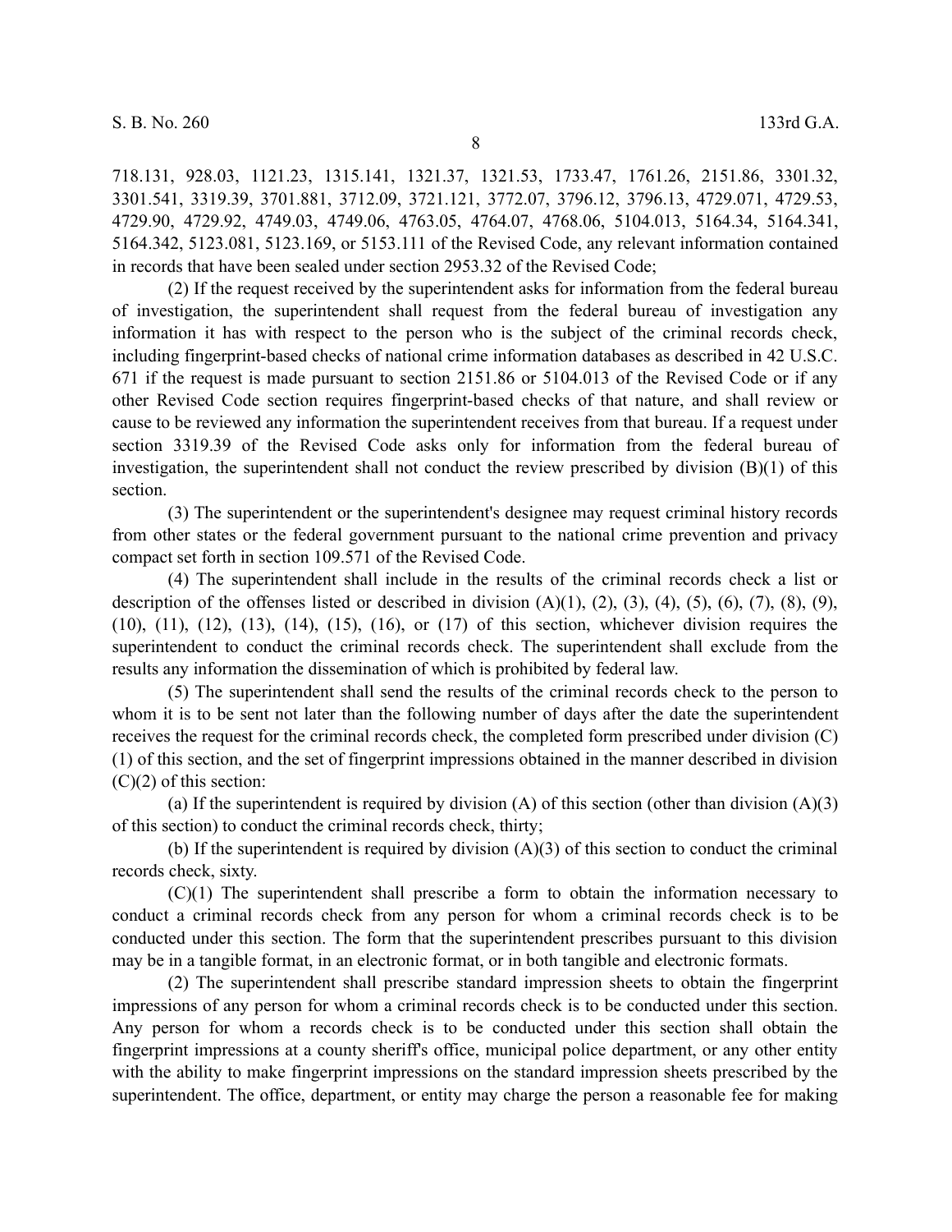718.131, 928.03, 1121.23, 1315.141, 1321.37, 1321.53, 1733.47, 1761.26, 2151.86, 3301.32, 3301.541, 3319.39, 3701.881, 3712.09, 3721.121, 3772.07, 3796.12, 3796.13, 4729.071, 4729.53, 4729.90, 4729.92, 4749.03, 4749.06, 4763.05, 4764.07, 4768.06, 5104.013, 5164.34, 5164.341, 5164.342, 5123.081, 5123.169, or 5153.111 of the Revised Code, any relevant information contained in records that have been sealed under section 2953.32 of the Revised Code;

(2) If the request received by the superintendent asks for information from the federal bureau of investigation, the superintendent shall request from the federal bureau of investigation any information it has with respect to the person who is the subject of the criminal records check, including fingerprint-based checks of national crime information databases as described in 42 U.S.C. 671 if the request is made pursuant to section 2151.86 or 5104.013 of the Revised Code or if any other Revised Code section requires fingerprint-based checks of that nature, and shall review or cause to be reviewed any information the superintendent receives from that bureau. If a request under section 3319.39 of the Revised Code asks only for information from the federal bureau of investigation, the superintendent shall not conduct the review prescribed by division (B)(1) of this section.

(3) The superintendent or the superintendent's designee may request criminal history records from other states or the federal government pursuant to the national crime prevention and privacy compact set forth in section 109.571 of the Revised Code.

(4) The superintendent shall include in the results of the criminal records check a list or description of the offenses listed or described in division (A)(1), (2), (3), (4), (5), (6), (7), (8), (9), (10), (11), (12), (13), (14), (15), (16), or (17) of this section, whichever division requires the superintendent to conduct the criminal records check. The superintendent shall exclude from the results any information the dissemination of which is prohibited by federal law.

(5) The superintendent shall send the results of the criminal records check to the person to whom it is to be sent not later than the following number of days after the date the superintendent receives the request for the criminal records check, the completed form prescribed under division (C)(1) of this section, and the set of fingerprint impressions obtained in the manner described in division (C)(2) of this section:

(a) If the superintendent is required by division (A) of this section (other than division (A)(3) of this section) to conduct the criminal records check, thirty;

(b) If the superintendent is required by division (A)(3) of this section to conduct the criminal records check, sixty.

(C)(1) The superintendent shall prescribe a form to obtain the information necessary to conduct a criminal records check from any person for whom a criminal records check is to be conducted under this section. The form that the superintendent prescribes pursuant to this division may be in a tangible format, in an electronic format, or in both tangible and electronic formats.

(2) The superintendent shall prescribe standard impression sheets to obtain the fingerprint impressions of any person for whom a criminal records check is to be conducted under this section. Any person for whom a records check is to be conducted under this section shall obtain the fingerprint impressions at a county sheriff's office, municipal police department, or any other entity with the ability to make fingerprint impressions on the standard impression sheets prescribed by the superintendent. The office, department, or entity may charge the person a reasonable fee for making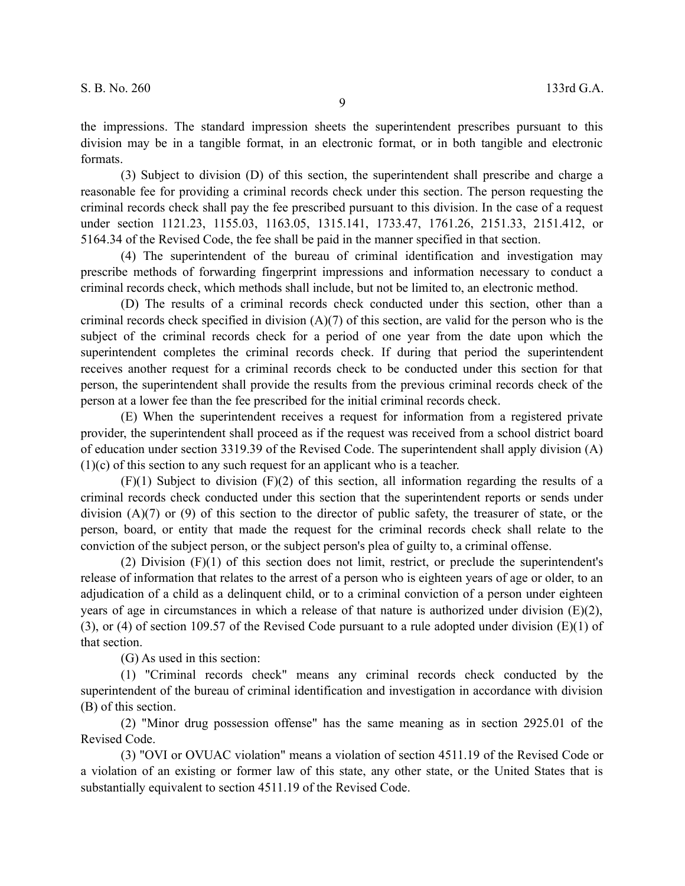the impressions. The standard impression sheets the superintendent prescribes pursuant to this division may be in a tangible format, in an electronic format, or in both tangible and electronic formats.

(3) Subject to division (D) of this section, the superintendent shall prescribe and charge a reasonable fee for providing a criminal records check under this section. The person requesting the criminal records check shall pay the fee prescribed pursuant to this division. In the case of a request under section 1121.23, 1155.03, 1163.05, 1315.141, 1733.47, 1761.26, 2151.33, 2151.412, or 5164.34 of the Revised Code, the fee shall be paid in the manner specified in that section.

(4) The superintendent of the bureau of criminal identification and investigation may prescribe methods of forwarding fingerprint impressions and information necessary to conduct a criminal records check, which methods shall include, but not be limited to, an electronic method.

(D) The results of a criminal records check conducted under this section, other than a criminal records check specified in division (A)(7) of this section, are valid for the person who is the subject of the criminal records check for a period of one year from the date upon which the superintendent completes the criminal records check. If during that period the superintendent receives another request for a criminal records check to be conducted under this section for that person, the superintendent shall provide the results from the previous criminal records check of the person at a lower fee than the fee prescribed for the initial criminal records check.

(E) When the superintendent receives a request for information from a registered private provider, the superintendent shall proceed as if the request was received from a school district board of education under section 3319.39 of the Revised Code. The superintendent shall apply division (A)(1)(c) of this section to any such request for an applicant who is a teacher.

(F)(1) Subject to division (F)(2) of this section, all information regarding the results of a criminal records check conducted under this section that the superintendent reports or sends under division (A)(7) or (9) of this section to the director of public safety, the treasurer of state, or the person, board, or entity that made the request for the criminal records check shall relate to the conviction of the subject person, or the subject person's plea of guilty to, a criminal offense.

(2) Division (F)(1) of this section does not limit, restrict, or preclude the superintendent's release of information that relates to the arrest of a person who is eighteen years of age or older, to an adjudication of a child as a delinquent child, or to a criminal conviction of a person under eighteen years of age in circumstances in which a release of that nature is authorized under division (E)(2), (3), or (4) of section 109.57 of the Revised Code pursuant to a rule adopted under division (E)(1) of that section.

(G) As used in this section:

(1) "Criminal records check" means any criminal records check conducted by the superintendent of the bureau of criminal identification and investigation in accordance with division (B) of this section.

(2) "Minor drug possession offense" has the same meaning as in section 2925.01 of the Revised Code.

(3) "OVI or OVUAC violation" means a violation of section 4511.19 of the Revised Code or a violation of an existing or former law of this state, any other state, or the United States that is substantially equivalent to section 4511.19 of the Revised Code.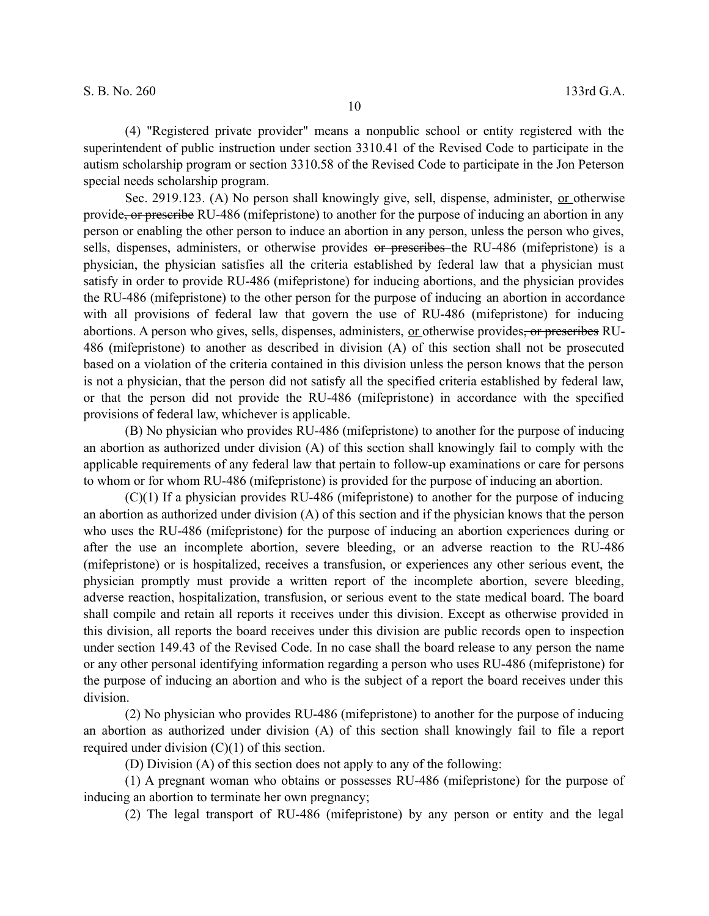(4) "Registered private provider" means a nonpublic school or entity registered with the superintendent of public instruction under section 3310.41 of the Revised Code to participate in the autism scholarship program or section 3310.58 of the Revised Code to participate in the Jon Peterson special needs scholarship program.

Sec. 2919.123. (A) No person shall knowingly give, sell, dispense, administer, <u>or</u> otherwise provide~~, or prescribe~~ RU-486 (mifepristone) to another for the purpose of inducing an abortion in any person or enabling the other person to induce an abortion in any person, unless the person who gives, sells, dispenses, administers, or otherwise provides ~~or prescribes~~ the RU-486 (mifepristone) is a physician, the physician satisfies all the criteria established by federal law that a physician must satisfy in order to provide RU-486 (mifepristone) for inducing abortions, and the physician provides the RU-486 (mifepristone) to the other person for the purpose of inducing an abortion in accordance with all provisions of federal law that govern the use of RU-486 (mifepristone) for inducing abortions. A person who gives, sells, dispenses, administers, <u>or</u> otherwise provides~~, or prescribes~~ RU-486 (mifepristone) to another as described in division (A) of this section shall not be prosecuted based on a violation of the criteria contained in this division unless the person knows that the person is not a physician, that the person did not satisfy all the specified criteria established by federal law, or that the person did not provide the RU-486 (mifepristone) in accordance with the specified provisions of federal law, whichever is applicable.

(B) No physician who provides RU-486 (mifepristone) to another for the purpose of inducing an abortion as authorized under division (A) of this section shall knowingly fail to comply with the applicable requirements of any federal law that pertain to follow-up examinations or care for persons to whom or for whom RU-486 (mifepristone) is provided for the purpose of inducing an abortion.

(C)(1) If a physician provides RU-486 (mifepristone) to another for the purpose of inducing an abortion as authorized under division (A) of this section and if the physician knows that the person who uses the RU-486 (mifepristone) for the purpose of inducing an abortion experiences during or after the use an incomplete abortion, severe bleeding, or an adverse reaction to the RU-486 (mifepristone) or is hospitalized, receives a transfusion, or experiences any other serious event, the physician promptly must provide a written report of the incomplete abortion, severe bleeding, adverse reaction, hospitalization, transfusion, or serious event to the state medical board. The board shall compile and retain all reports it receives under this division. Except as otherwise provided in this division, all reports the board receives under this division are public records open to inspection under section 149.43 of the Revised Code. In no case shall the board release to any person the name or any other personal identifying information regarding a person who uses RU-486 (mifepristone) for the purpose of inducing an abortion and who is the subject of a report the board receives under this division.

(2) No physician who provides RU-486 (mifepristone) to another for the purpose of inducing an abortion as authorized under division (A) of this section shall knowingly fail to file a report required under division (C)(1) of this section.

(D) Division (A) of this section does not apply to any of the following:

(1) A pregnant woman who obtains or possesses RU-486 (mifepristone) for the purpose of inducing an abortion to terminate her own pregnancy;

(2) The legal transport of RU-486 (mifepristone) by any person or entity and the legal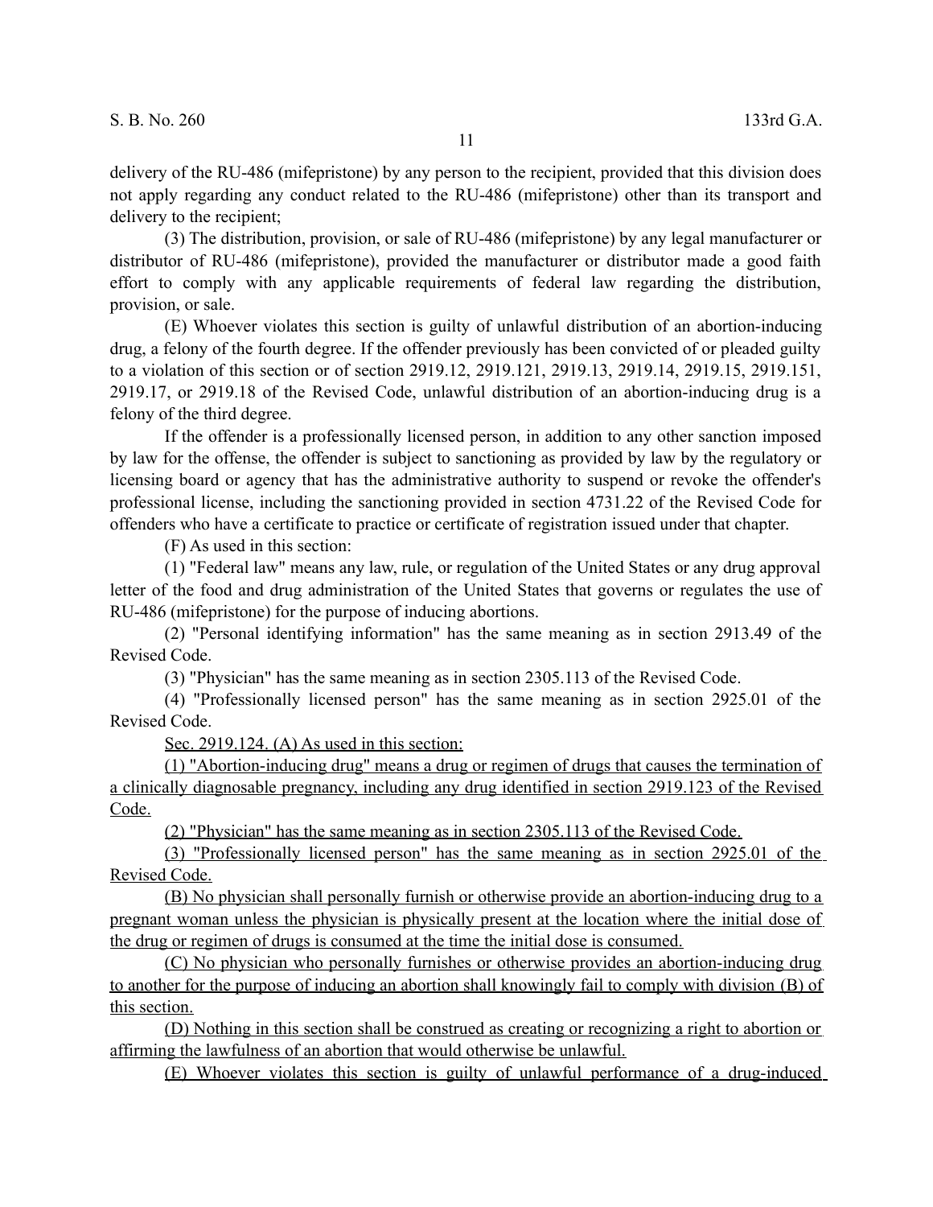delivery of the RU-486 (mifepristone) by any person to the recipient, provided that this division does not apply regarding any conduct related to the RU-486 (mifepristone) other than its transport and delivery to the recipient;

(3) The distribution, provision, or sale of RU-486 (mifepristone) by any legal manufacturer or distributor of RU-486 (mifepristone), provided the manufacturer or distributor made a good faith effort to comply with any applicable requirements of federal law regarding the distribution, provision, or sale.

(E) Whoever violates this section is guilty of unlawful distribution of an abortion-inducing drug, a felony of the fourth degree. If the offender previously has been convicted of or pleaded guilty to a violation of this section or of section 2919.12, 2919.121, 2919.13, 2919.14, 2919.15, 2919.151, 2919.17, or 2919.18 of the Revised Code, unlawful distribution of an abortion-inducing drug is a felony of the third degree.

If the offender is a professionally licensed person, in addition to any other sanction imposed by law for the offense, the offender is subject to sanctioning as provided by law by the regulatory or licensing board or agency that has the administrative authority to suspend or revoke the offender's professional license, including the sanctioning provided in section 4731.22 of the Revised Code for offenders who have a certificate to practice or certificate of registration issued under that chapter.

(F) As used in this section:

(1) "Federal law" means any law, rule, or regulation of the United States or any drug approval letter of the food and drug administration of the United States that governs or regulates the use of RU-486 (mifepristone) for the purpose of inducing abortions.

(2) "Personal identifying information" has the same meaning as in section 2913.49 of the Revised Code.

(3) "Physician" has the same meaning as in section 2305.113 of the Revised Code.

(4) "Professionally licensed person" has the same meaning as in section 2925.01 of the Revised Code.

<u>Sec. 2919.124. (A) As used in this section:</u>

<u>(1) "Abortion-inducing drug" means a drug or regimen of drugs that causes the termination of a clinically diagnosable pregnancy, including any drug identified in section 2919.123 of the Revised Code.</u>

<u>(2) "Physician" has the same meaning as in section 2305.113 of the Revised Code.</u>

<u>(3) "Professionally licensed person" has the same meaning as in section 2925.01 of the Revised Code.</u>

<u>(B) No physician shall personally furnish or otherwise provide an abortion-inducing drug to a pregnant woman unless the physician is physically present at the location where the initial dose of the drug or regimen of drugs is consumed at the time the initial dose is consumed.</u>

<u>(C) No physician who personally furnishes or otherwise provides an abortion-inducing drug to another for the purpose of inducing an abortion shall knowingly fail to comply with division (B) of this section.</u>

<u>(D) Nothing in this section shall be construed as creating or recognizing a right to abortion or affirming the lawfulness of an abortion that would otherwise be unlawful.</u>

<u>(E) Whoever violates this section is guilty of unlawful performance of a drug-induced</u>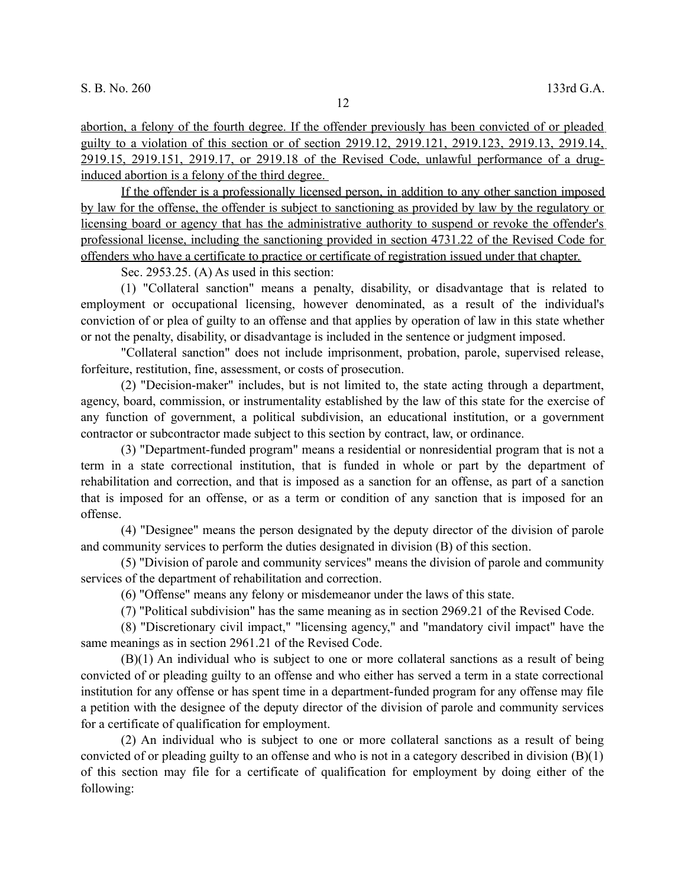abortion, a felony of the fourth degree. If the offender previously has been convicted of or pleaded guilty to a violation of this section or of section 2919.12, 2919.121, 2919.123, 2919.13, 2919.14, 2919.15, 2919.151, 2919.17, or 2919.18 of the Revised Code, unlawful performance of a drug-induced abortion is a felony of the third degree.

If the offender is a professionally licensed person, in addition to any other sanction imposed by law for the offense, the offender is subject to sanctioning as provided by law by the regulatory or licensing board or agency that has the administrative authority to suspend or revoke the offender's professional license, including the sanctioning provided in section 4731.22 of the Revised Code for offenders who have a certificate to practice or certificate of registration issued under that chapter.

Sec. 2953.25. (A) As used in this section:

(1) "Collateral sanction" means a penalty, disability, or disadvantage that is related to employment or occupational licensing, however denominated, as a result of the individual's conviction of or plea of guilty to an offense and that applies by operation of law in this state whether or not the penalty, disability, or disadvantage is included in the sentence or judgment imposed.

"Collateral sanction" does not include imprisonment, probation, parole, supervised release, forfeiture, restitution, fine, assessment, or costs of prosecution.

(2) "Decision-maker" includes, but is not limited to, the state acting through a department, agency, board, commission, or instrumentality established by the law of this state for the exercise of any function of government, a political subdivision, an educational institution, or a government contractor or subcontractor made subject to this section by contract, law, or ordinance.

(3) "Department-funded program" means a residential or nonresidential program that is not a term in a state correctional institution, that is funded in whole or part by the department of rehabilitation and correction, and that is imposed as a sanction for an offense, as part of a sanction that is imposed for an offense, or as a term or condition of any sanction that is imposed for an offense.

(4) "Designee" means the person designated by the deputy director of the division of parole and community services to perform the duties designated in division (B) of this section.

(5) "Division of parole and community services" means the division of parole and community services of the department of rehabilitation and correction.

(6) "Offense" means any felony or misdemeanor under the laws of this state.

(7) "Political subdivision" has the same meaning as in section 2969.21 of the Revised Code.

(8) "Discretionary civil impact," "licensing agency," and "mandatory civil impact" have the same meanings as in section 2961.21 of the Revised Code.

(B)(1) An individual who is subject to one or more collateral sanctions as a result of being convicted of or pleading guilty to an offense and who either has served a term in a state correctional institution for any offense or has spent time in a department-funded program for any offense may file a petition with the designee of the deputy director of the division of parole and community services for a certificate of qualification for employment.

(2) An individual who is subject to one or more collateral sanctions as a result of being convicted of or pleading guilty to an offense and who is not in a category described in division (B)(1) of this section may file for a certificate of qualification for employment by doing either of the following: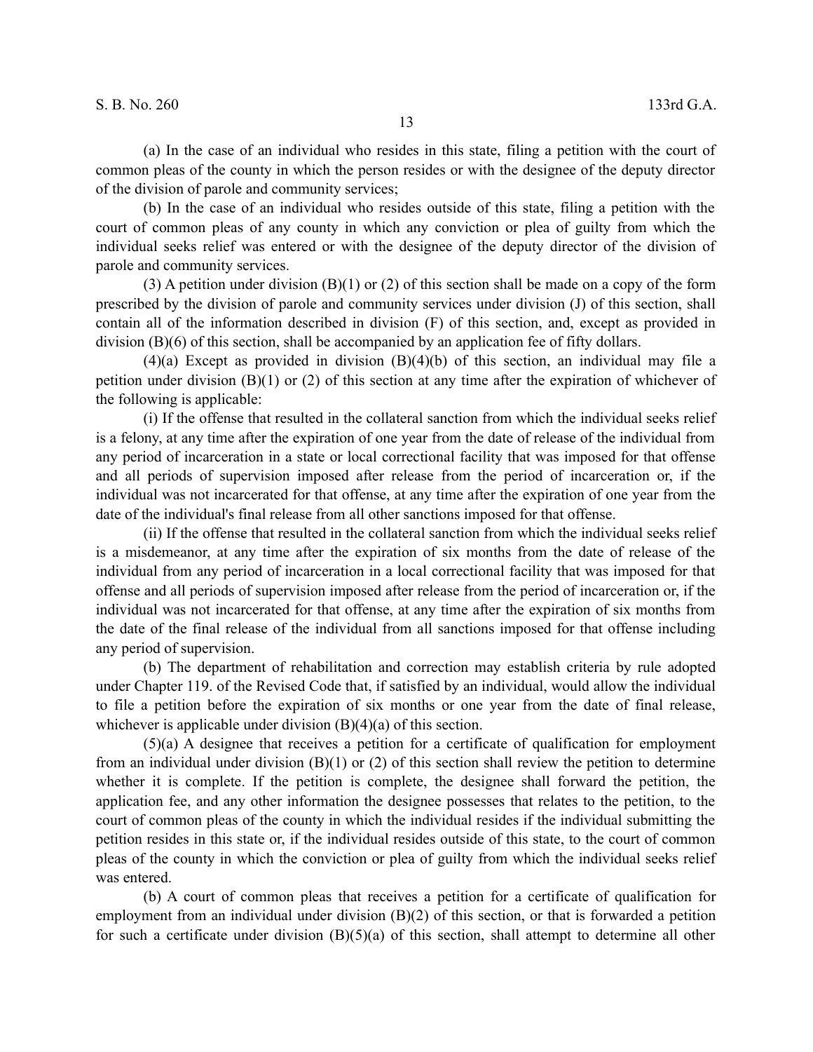(a) In the case of an individual who resides in this state, filing a petition with the court of common pleas of the county in which the person resides or with the designee of the deputy director of the division of parole and community services;

(b) In the case of an individual who resides outside of this state, filing a petition with the court of common pleas of any county in which any conviction or plea of guilty from which the individual seeks relief was entered or with the designee of the deputy director of the division of parole and community services.

(3) A petition under division (B)(1) or (2) of this section shall be made on a copy of the form prescribed by the division of parole and community services under division (J) of this section, shall contain all of the information described in division (F) of this section, and, except as provided in division (B)(6) of this section, shall be accompanied by an application fee of fifty dollars.

(4)(a) Except as provided in division (B)(4)(b) of this section, an individual may file a petition under division (B)(1) or (2) of this section at any time after the expiration of whichever of the following is applicable:

(i) If the offense that resulted in the collateral sanction from which the individual seeks relief is a felony, at any time after the expiration of one year from the date of release of the individual from any period of incarceration in a state or local correctional facility that was imposed for that offense and all periods of supervision imposed after release from the period of incarceration or, if the individual was not incarcerated for that offense, at any time after the expiration of one year from the date of the individual's final release from all other sanctions imposed for that offense.

(ii) If the offense that resulted in the collateral sanction from which the individual seeks relief is a misdemeanor, at any time after the expiration of six months from the date of release of the individual from any period of incarceration in a local correctional facility that was imposed for that offense and all periods of supervision imposed after release from the period of incarceration or, if the individual was not incarcerated for that offense, at any time after the expiration of six months from the date of the final release of the individual from all sanctions imposed for that offense including any period of supervision.

(b) The department of rehabilitation and correction may establish criteria by rule adopted under Chapter 119. of the Revised Code that, if satisfied by an individual, would allow the individual to file a petition before the expiration of six months or one year from the date of final release, whichever is applicable under division (B)(4)(a) of this section.

(5)(a) A designee that receives a petition for a certificate of qualification for employment from an individual under division (B)(1) or (2) of this section shall review the petition to determine whether it is complete. If the petition is complete, the designee shall forward the petition, the application fee, and any other information the designee possesses that relates to the petition, to the court of common pleas of the county in which the individual resides if the individual submitting the petition resides in this state or, if the individual resides outside of this state, to the court of common pleas of the county in which the conviction or plea of guilty from which the individual seeks relief was entered.

(b) A court of common pleas that receives a petition for a certificate of qualification for employment from an individual under division (B)(2) of this section, or that is forwarded a petition for such a certificate under division (B)(5)(a) of this section, shall attempt to determine all other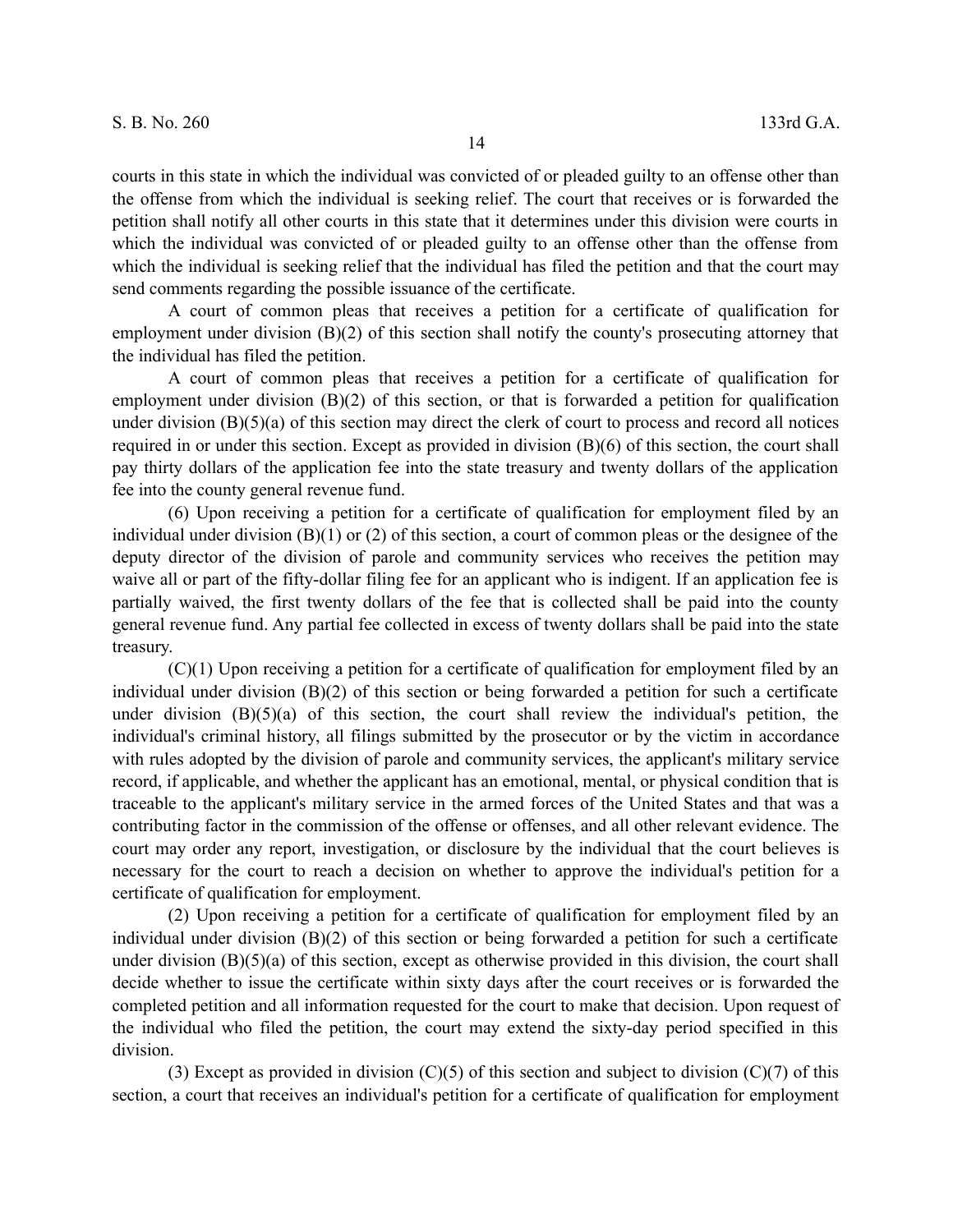courts in this state in which the individual was convicted of or pleaded guilty to an offense other than the offense from which the individual is seeking relief. The court that receives or is forwarded the petition shall notify all other courts in this state that it determines under this division were courts in which the individual was convicted of or pleaded guilty to an offense other than the offense from which the individual is seeking relief that the individual has filed the petition and that the court may send comments regarding the possible issuance of the certificate.

A court of common pleas that receives a petition for a certificate of qualification for employment under division (B)(2) of this section shall notify the county's prosecuting attorney that the individual has filed the petition.

A court of common pleas that receives a petition for a certificate of qualification for employment under division (B)(2) of this section, or that is forwarded a petition for qualification under division (B)(5)(a) of this section may direct the clerk of court to process and record all notices required in or under this section. Except as provided in division (B)(6) of this section, the court shall pay thirty dollars of the application fee into the state treasury and twenty dollars of the application fee into the county general revenue fund.

(6) Upon receiving a petition for a certificate of qualification for employment filed by an individual under division (B)(1) or (2) of this section, a court of common pleas or the designee of the deputy director of the division of parole and community services who receives the petition may waive all or part of the fifty-dollar filing fee for an applicant who is indigent. If an application fee is partially waived, the first twenty dollars of the fee that is collected shall be paid into the county general revenue fund. Any partial fee collected in excess of twenty dollars shall be paid into the state treasury.

(C)(1) Upon receiving a petition for a certificate of qualification for employment filed by an individual under division (B)(2) of this section or being forwarded a petition for such a certificate under division (B)(5)(a) of this section, the court shall review the individual's petition, the individual's criminal history, all filings submitted by the prosecutor or by the victim in accordance with rules adopted by the division of parole and community services, the applicant's military service record, if applicable, and whether the applicant has an emotional, mental, or physical condition that is traceable to the applicant's military service in the armed forces of the United States and that was a contributing factor in the commission of the offense or offenses, and all other relevant evidence. The court may order any report, investigation, or disclosure by the individual that the court believes is necessary for the court to reach a decision on whether to approve the individual's petition for a certificate of qualification for employment.

(2) Upon receiving a petition for a certificate of qualification for employment filed by an individual under division (B)(2) of this section or being forwarded a petition for such a certificate under division (B)(5)(a) of this section, except as otherwise provided in this division, the court shall decide whether to issue the certificate within sixty days after the court receives or is forwarded the completed petition and all information requested for the court to make that decision. Upon request of the individual who filed the petition, the court may extend the sixty-day period specified in this division.

(3) Except as provided in division (C)(5) of this section and subject to division (C)(7) of this section, a court that receives an individual's petition for a certificate of qualification for employment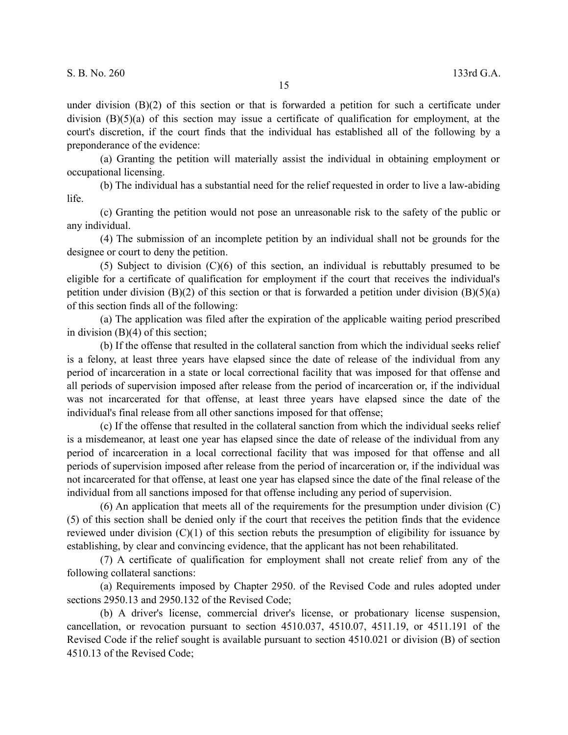under division (B)(2) of this section or that is forwarded a petition for such a certificate under division (B)(5)(a) of this section may issue a certificate of qualification for employment, at the court's discretion, if the court finds that the individual has established all of the following by a preponderance of the evidence:

(a) Granting the petition will materially assist the individual in obtaining employment or occupational licensing.

(b) The individual has a substantial need for the relief requested in order to live a law-abiding life.

(c) Granting the petition would not pose an unreasonable risk to the safety of the public or any individual.

(4) The submission of an incomplete petition by an individual shall not be grounds for the designee or court to deny the petition.

(5) Subject to division (C)(6) of this section, an individual is rebuttably presumed to be eligible for a certificate of qualification for employment if the court that receives the individual's petition under division (B)(2) of this section or that is forwarded a petition under division (B)(5)(a) of this section finds all of the following:

(a) The application was filed after the expiration of the applicable waiting period prescribed in division (B)(4) of this section;

(b) If the offense that resulted in the collateral sanction from which the individual seeks relief is a felony, at least three years have elapsed since the date of release of the individual from any period of incarceration in a state or local correctional facility that was imposed for that offense and all periods of supervision imposed after release from the period of incarceration or, if the individual was not incarcerated for that offense, at least three years have elapsed since the date of the individual's final release from all other sanctions imposed for that offense;

(c) If the offense that resulted in the collateral sanction from which the individual seeks relief is a misdemeanor, at least one year has elapsed since the date of release of the individual from any period of incarceration in a local correctional facility that was imposed for that offense and all periods of supervision imposed after release from the period of incarceration or, if the individual was not incarcerated for that offense, at least one year has elapsed since the date of the final release of the individual from all sanctions imposed for that offense including any period of supervision.

(6) An application that meets all of the requirements for the presumption under division (C)(5) of this section shall be denied only if the court that receives the petition finds that the evidence reviewed under division (C)(1) of this section rebuts the presumption of eligibility for issuance by establishing, by clear and convincing evidence, that the applicant has not been rehabilitated.

(7) A certificate of qualification for employment shall not create relief from any of the following collateral sanctions:

(a) Requirements imposed by Chapter 2950. of the Revised Code and rules adopted under sections 2950.13 and 2950.132 of the Revised Code;

(b) A driver's license, commercial driver's license, or probationary license suspension, cancellation, or revocation pursuant to section 4510.037, 4510.07, 4511.19, or 4511.191 of the Revised Code if the relief sought is available pursuant to section 4510.021 or division (B) of section 4510.13 of the Revised Code;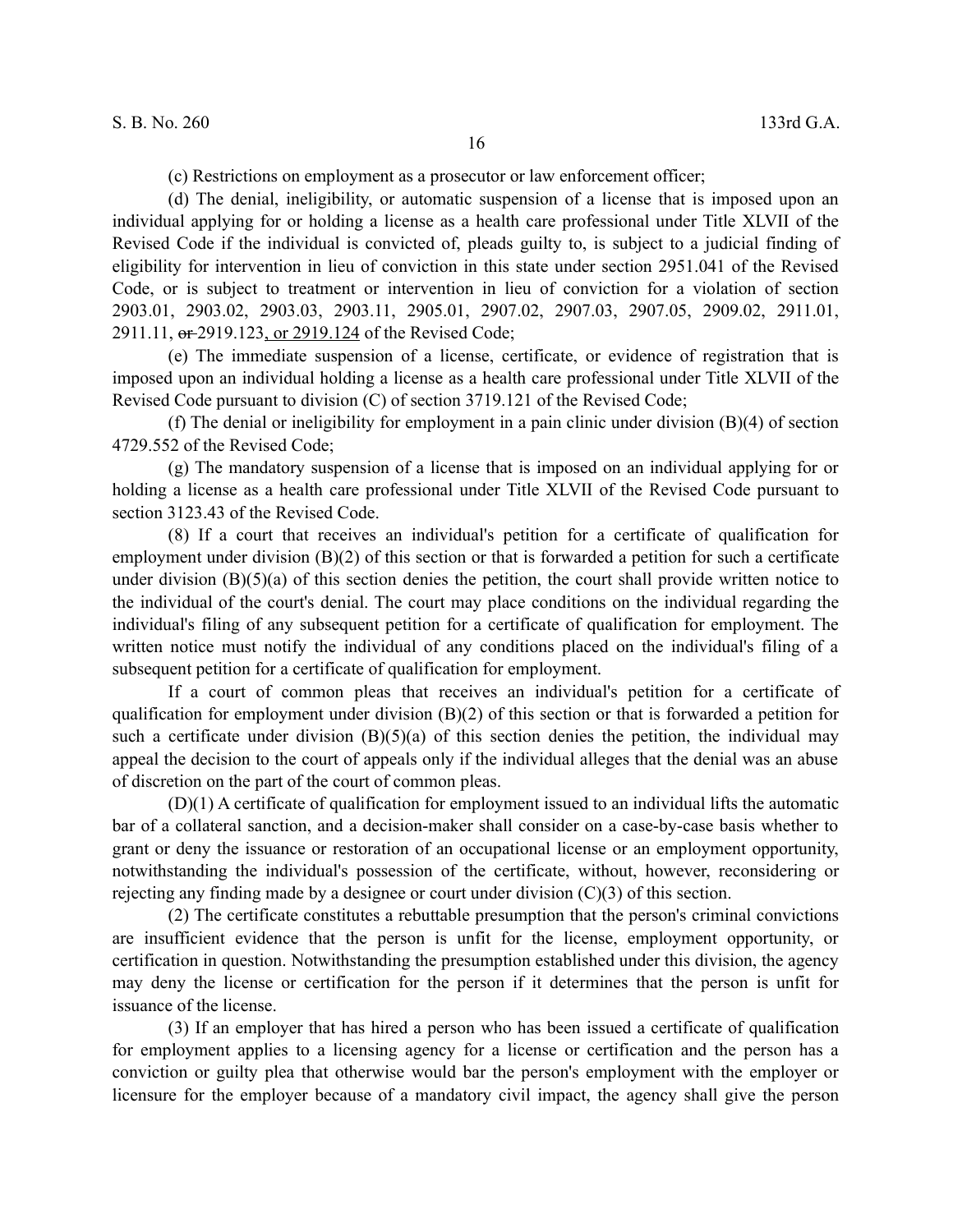(c) Restrictions on employment as a prosecutor or law enforcement officer;

(d) The denial, ineligibility, or automatic suspension of a license that is imposed upon an individual applying for or holding a license as a health care professional under Title XLVII of the Revised Code if the individual is convicted of, pleads guilty to, is subject to a judicial finding of eligibility for intervention in lieu of conviction in this state under section 2951.041 of the Revised Code, or is subject to treatment or intervention in lieu of conviction for a violation of section 2903.01, 2903.02, 2903.03, 2903.11, 2905.01, 2907.02, 2907.03, 2907.05, 2909.02, 2911.01, 2911.11, ~~or~~ 2919.123, or 2919.124 of the Revised Code;

(e) The immediate suspension of a license, certificate, or evidence of registration that is imposed upon an individual holding a license as a health care professional under Title XLVII of the Revised Code pursuant to division (C) of section 3719.121 of the Revised Code;

(f) The denial or ineligibility for employment in a pain clinic under division (B)(4) of section 4729.552 of the Revised Code;

(g) The mandatory suspension of a license that is imposed on an individual applying for or holding a license as a health care professional under Title XLVII of the Revised Code pursuant to section 3123.43 of the Revised Code.

(8) If a court that receives an individual's petition for a certificate of qualification for employment under division (B)(2) of this section or that is forwarded a petition for such a certificate under division (B)(5)(a) of this section denies the petition, the court shall provide written notice to the individual of the court's denial. The court may place conditions on the individual regarding the individual's filing of any subsequent petition for a certificate of qualification for employment. The written notice must notify the individual of any conditions placed on the individual's filing of a subsequent petition for a certificate of qualification for employment.

If a court of common pleas that receives an individual's petition for a certificate of qualification for employment under division (B)(2) of this section or that is forwarded a petition for such a certificate under division (B)(5)(a) of this section denies the petition, the individual may appeal the decision to the court of appeals only if the individual alleges that the denial was an abuse of discretion on the part of the court of common pleas.

(D)(1) A certificate of qualification for employment issued to an individual lifts the automatic bar of a collateral sanction, and a decision-maker shall consider on a case-by-case basis whether to grant or deny the issuance or restoration of an occupational license or an employment opportunity, notwithstanding the individual's possession of the certificate, without, however, reconsidering or rejecting any finding made by a designee or court under division (C)(3) of this section.

(2) The certificate constitutes a rebuttable presumption that the person's criminal convictions are insufficient evidence that the person is unfit for the license, employment opportunity, or certification in question. Notwithstanding the presumption established under this division, the agency may deny the license or certification for the person if it determines that the person is unfit for issuance of the license.

(3) If an employer that has hired a person who has been issued a certificate of qualification for employment applies to a licensing agency for a license or certification and the person has a conviction or guilty plea that otherwise would bar the person's employment with the employer or licensure for the employer because of a mandatory civil impact, the agency shall give the person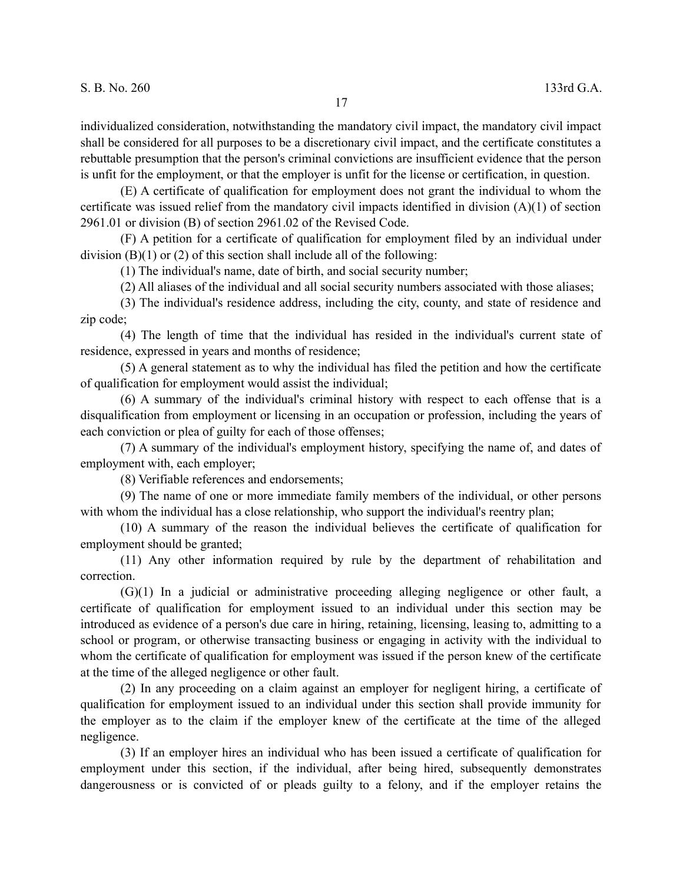individualized consideration, notwithstanding the mandatory civil impact, the mandatory civil impact shall be considered for all purposes to be a discretionary civil impact, and the certificate constitutes a rebuttable presumption that the person's criminal convictions are insufficient evidence that the person is unfit for the employment, or that the employer is unfit for the license or certification, in question.

(E) A certificate of qualification for employment does not grant the individual to whom the certificate was issued relief from the mandatory civil impacts identified in division (A)(1) of section 2961.01 or division (B) of section 2961.02 of the Revised Code.

(F) A petition for a certificate of qualification for employment filed by an individual under division (B)(1) or (2) of this section shall include all of the following:

(1) The individual's name, date of birth, and social security number;

(2) All aliases of the individual and all social security numbers associated with those aliases;

(3) The individual's residence address, including the city, county, and state of residence and zip code;

(4) The length of time that the individual has resided in the individual's current state of residence, expressed in years and months of residence;

(5) A general statement as to why the individual has filed the petition and how the certificate of qualification for employment would assist the individual;

(6) A summary of the individual's criminal history with respect to each offense that is a disqualification from employment or licensing in an occupation or profession, including the years of each conviction or plea of guilty for each of those offenses;

(7) A summary of the individual's employment history, specifying the name of, and dates of employment with, each employer;

(8) Verifiable references and endorsements;

(9) The name of one or more immediate family members of the individual, or other persons with whom the individual has a close relationship, who support the individual's reentry plan;

(10) A summary of the reason the individual believes the certificate of qualification for employment should be granted;

(11) Any other information required by rule by the department of rehabilitation and correction.

(G)(1) In a judicial or administrative proceeding alleging negligence or other fault, a certificate of qualification for employment issued to an individual under this section may be introduced as evidence of a person's due care in hiring, retaining, licensing, leasing to, admitting to a school or program, or otherwise transacting business or engaging in activity with the individual to whom the certificate of qualification for employment was issued if the person knew of the certificate at the time of the alleged negligence or other fault.

(2) In any proceeding on a claim against an employer for negligent hiring, a certificate of qualification for employment issued to an individual under this section shall provide immunity for the employer as to the claim if the employer knew of the certificate at the time of the alleged negligence.

(3) If an employer hires an individual who has been issued a certificate of qualification for employment under this section, if the individual, after being hired, subsequently demonstrates dangerousness or is convicted of or pleads guilty to a felony, and if the employer retains the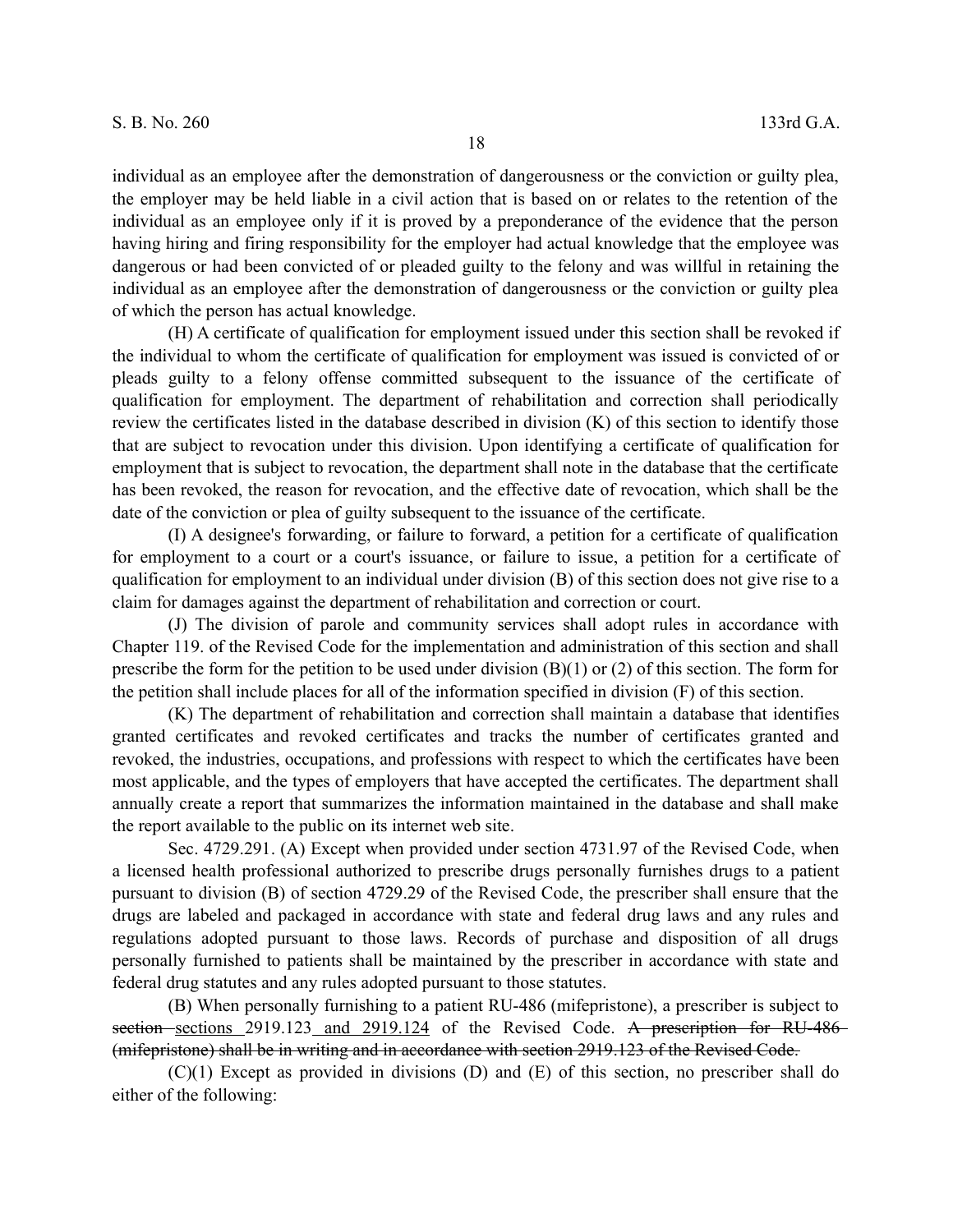individual as an employee after the demonstration of dangerousness or the conviction or guilty plea, the employer may be held liable in a civil action that is based on or relates to the retention of the individual as an employee only if it is proved by a preponderance of the evidence that the person having hiring and firing responsibility for the employer had actual knowledge that the employee was dangerous or had been convicted of or pleaded guilty to the felony and was willful in retaining the individual as an employee after the demonstration of dangerousness or the conviction or guilty plea of which the person has actual knowledge.

(H) A certificate of qualification for employment issued under this section shall be revoked if the individual to whom the certificate of qualification for employment was issued is convicted of or pleads guilty to a felony offense committed subsequent to the issuance of the certificate of qualification for employment. The department of rehabilitation and correction shall periodically review the certificates listed in the database described in division (K) of this section to identify those that are subject to revocation under this division. Upon identifying a certificate of qualification for employment that is subject to revocation, the department shall note in the database that the certificate has been revoked, the reason for revocation, and the effective date of revocation, which shall be the date of the conviction or plea of guilty subsequent to the issuance of the certificate.

(I) A designee's forwarding, or failure to forward, a petition for a certificate of qualification for employment to a court or a court's issuance, or failure to issue, a petition for a certificate of qualification for employment to an individual under division (B) of this section does not give rise to a claim for damages against the department of rehabilitation and correction or court.

(J) The division of parole and community services shall adopt rules in accordance with Chapter 119. of the Revised Code for the implementation and administration of this section and shall prescribe the form for the petition to be used under division (B)(1) or (2) of this section. The form for the petition shall include places for all of the information specified in division (F) of this section.

(K) The department of rehabilitation and correction shall maintain a database that identifies granted certificates and revoked certificates and tracks the number of certificates granted and revoked, the industries, occupations, and professions with respect to which the certificates have been most applicable, and the types of employers that have accepted the certificates. The department shall annually create a report that summarizes the information maintained in the database and shall make the report available to the public on its internet web site.

Sec. 4729.291. (A) Except when provided under section 4731.97 of the Revised Code, when a licensed health professional authorized to prescribe drugs personally furnishes drugs to a patient pursuant to division (B) of section 4729.29 of the Revised Code, the prescriber shall ensure that the drugs are labeled and packaged in accordance with state and federal drug laws and any rules and regulations adopted pursuant to those laws. Records of purchase and disposition of all drugs personally furnished to patients shall be maintained by the prescriber in accordance with state and federal drug statutes and any rules adopted pursuant to those statutes.

(B) When personally furnishing to a patient RU-486 (mifepristone), a prescriber is subject to ~~section~~ <u>sections</u> 2919.123 <u>and 2919.124</u> of the Revised Code. ~~A prescription for RU-486 (mifepristone) shall be in writing and in accordance with section 2919.123 of the Revised Code.~~

(C)(1) Except as provided in divisions (D) and (E) of this section, no prescriber shall do either of the following: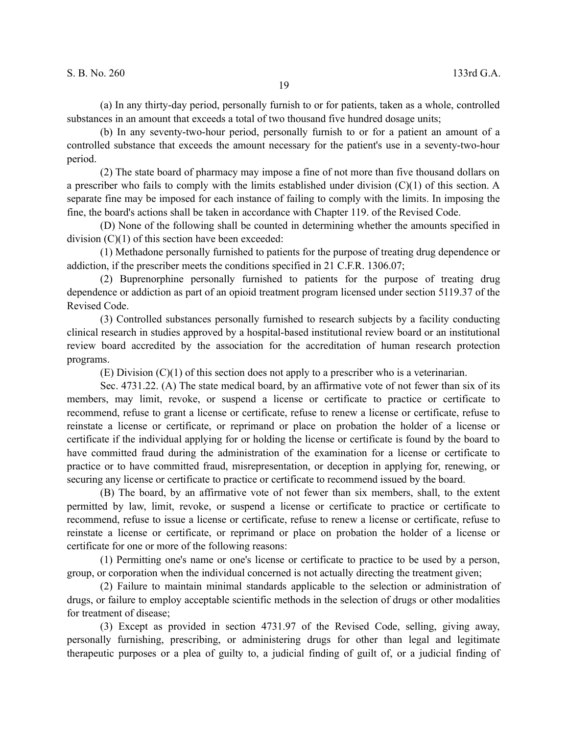(a) In any thirty-day period, personally furnish to or for patients, taken as a whole, controlled substances in an amount that exceeds a total of two thousand five hundred dosage units;

(b) In any seventy-two-hour period, personally furnish to or for a patient an amount of a controlled substance that exceeds the amount necessary for the patient's use in a seventy-two-hour period.

(2) The state board of pharmacy may impose a fine of not more than five thousand dollars on a prescriber who fails to comply with the limits established under division (C)(1) of this section. A separate fine may be imposed for each instance of failing to comply with the limits. In imposing the fine, the board's actions shall be taken in accordance with Chapter 119. of the Revised Code.

(D) None of the following shall be counted in determining whether the amounts specified in division (C)(1) of this section have been exceeded:

(1) Methadone personally furnished to patients for the purpose of treating drug dependence or addiction, if the prescriber meets the conditions specified in 21 C.F.R. 1306.07;

(2) Buprenorphine personally furnished to patients for the purpose of treating drug dependence or addiction as part of an opioid treatment program licensed under section 5119.37 of the Revised Code.

(3) Controlled substances personally furnished to research subjects by a facility conducting clinical research in studies approved by a hospital-based institutional review board or an institutional review board accredited by the association for the accreditation of human research protection programs.

(E) Division (C)(1) of this section does not apply to a prescriber who is a veterinarian.

Sec. 4731.22. (A) The state medical board, by an affirmative vote of not fewer than six of its members, may limit, revoke, or suspend a license or certificate to practice or certificate to recommend, refuse to grant a license or certificate, refuse to renew a license or certificate, refuse to reinstate a license or certificate, or reprimand or place on probation the holder of a license or certificate if the individual applying for or holding the license or certificate is found by the board to have committed fraud during the administration of the examination for a license or certificate to practice or to have committed fraud, misrepresentation, or deception in applying for, renewing, or securing any license or certificate to practice or certificate to recommend issued by the board.

(B) The board, by an affirmative vote of not fewer than six members, shall, to the extent permitted by law, limit, revoke, or suspend a license or certificate to practice or certificate to recommend, refuse to issue a license or certificate, refuse to renew a license or certificate, refuse to reinstate a license or certificate, or reprimand or place on probation the holder of a license or certificate for one or more of the following reasons:

(1) Permitting one's name or one's license or certificate to practice to be used by a person, group, or corporation when the individual concerned is not actually directing the treatment given;

(2) Failure to maintain minimal standards applicable to the selection or administration of drugs, or failure to employ acceptable scientific methods in the selection of drugs or other modalities for treatment of disease;

(3) Except as provided in section 4731.97 of the Revised Code, selling, giving away, personally furnishing, prescribing, or administering drugs for other than legal and legitimate therapeutic purposes or a plea of guilty to, a judicial finding of guilt of, or a judicial finding of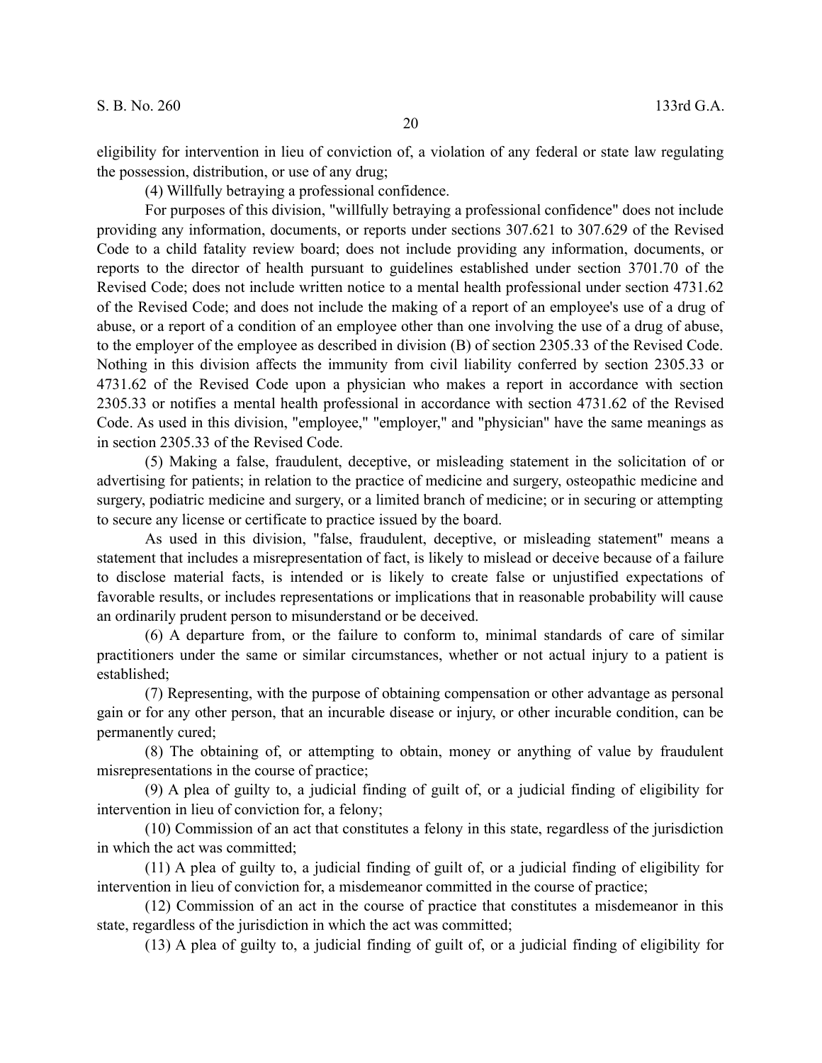eligibility for intervention in lieu of conviction of, a violation of any federal or state law regulating the possession, distribution, or use of any drug;

(4) Willfully betraying a professional confidence.

For purposes of this division, "willfully betraying a professional confidence" does not include providing any information, documents, or reports under sections 307.621 to 307.629 of the Revised Code to a child fatality review board; does not include providing any information, documents, or reports to the director of health pursuant to guidelines established under section 3701.70 of the Revised Code; does not include written notice to a mental health professional under section 4731.62 of the Revised Code; and does not include the making of a report of an employee's use of a drug of abuse, or a report of a condition of an employee other than one involving the use of a drug of abuse, to the employer of the employee as described in division (B) of section 2305.33 of the Revised Code. Nothing in this division affects the immunity from civil liability conferred by section 2305.33 or 4731.62 of the Revised Code upon a physician who makes a report in accordance with section 2305.33 or notifies a mental health professional in accordance with section 4731.62 of the Revised Code. As used in this division, "employee," "employer," and "physician" have the same meanings as in section 2305.33 of the Revised Code.

(5) Making a false, fraudulent, deceptive, or misleading statement in the solicitation of or advertising for patients; in relation to the practice of medicine and surgery, osteopathic medicine and surgery, podiatric medicine and surgery, or a limited branch of medicine; or in securing or attempting to secure any license or certificate to practice issued by the board.

As used in this division, "false, fraudulent, deceptive, or misleading statement" means a statement that includes a misrepresentation of fact, is likely to mislead or deceive because of a failure to disclose material facts, is intended or is likely to create false or unjustified expectations of favorable results, or includes representations or implications that in reasonable probability will cause an ordinarily prudent person to misunderstand or be deceived.

(6) A departure from, or the failure to conform to, minimal standards of care of similar practitioners under the same or similar circumstances, whether or not actual injury to a patient is established;

(7) Representing, with the purpose of obtaining compensation or other advantage as personal gain or for any other person, that an incurable disease or injury, or other incurable condition, can be permanently cured;

(8) The obtaining of, or attempting to obtain, money or anything of value by fraudulent misrepresentations in the course of practice;

(9) A plea of guilty to, a judicial finding of guilt of, or a judicial finding of eligibility for intervention in lieu of conviction for, a felony;

(10) Commission of an act that constitutes a felony in this state, regardless of the jurisdiction in which the act was committed;

(11) A plea of guilty to, a judicial finding of guilt of, or a judicial finding of eligibility for intervention in lieu of conviction for, a misdemeanor committed in the course of practice;

(12) Commission of an act in the course of practice that constitutes a misdemeanor in this state, regardless of the jurisdiction in which the act was committed;

(13) A plea of guilty to, a judicial finding of guilt of, or a judicial finding of eligibility for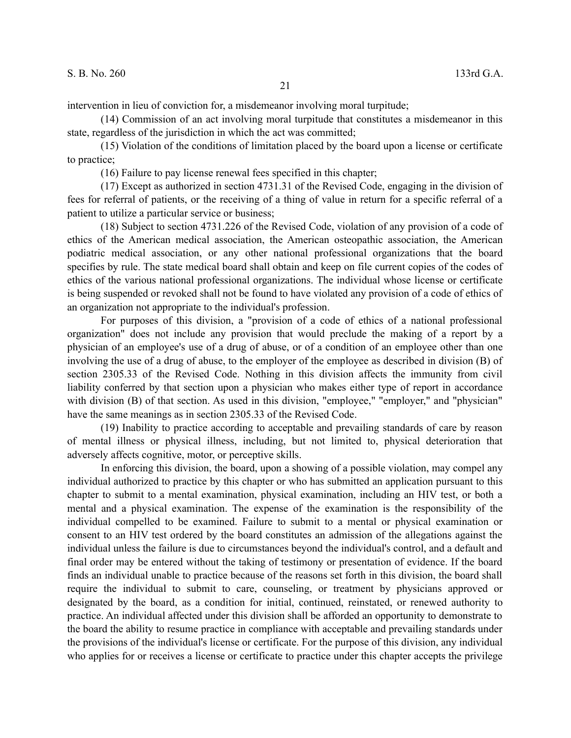intervention in lieu of conviction for, a misdemeanor involving moral turpitude;

(14) Commission of an act involving moral turpitude that constitutes a misdemeanor in this state, regardless of the jurisdiction in which the act was committed;

(15) Violation of the conditions of limitation placed by the board upon a license or certificate to practice;

(16) Failure to pay license renewal fees specified in this chapter;

(17) Except as authorized in section 4731.31 of the Revised Code, engaging in the division of fees for referral of patients, or the receiving of a thing of value in return for a specific referral of a patient to utilize a particular service or business;

(18) Subject to section 4731.226 of the Revised Code, violation of any provision of a code of ethics of the American medical association, the American osteopathic association, the American podiatric medical association, or any other national professional organizations that the board specifies by rule. The state medical board shall obtain and keep on file current copies of the codes of ethics of the various national professional organizations. The individual whose license or certificate is being suspended or revoked shall not be found to have violated any provision of a code of ethics of an organization not appropriate to the individual's profession.

For purposes of this division, a "provision of a code of ethics of a national professional organization" does not include any provision that would preclude the making of a report by a physician of an employee's use of a drug of abuse, or of a condition of an employee other than one involving the use of a drug of abuse, to the employer of the employee as described in division (B) of section 2305.33 of the Revised Code. Nothing in this division affects the immunity from civil liability conferred by that section upon a physician who makes either type of report in accordance with division (B) of that section. As used in this division, "employee," "employer," and "physician" have the same meanings as in section 2305.33 of the Revised Code.

(19) Inability to practice according to acceptable and prevailing standards of care by reason of mental illness or physical illness, including, but not limited to, physical deterioration that adversely affects cognitive, motor, or perceptive skills.

In enforcing this division, the board, upon a showing of a possible violation, may compel any individual authorized to practice by this chapter or who has submitted an application pursuant to this chapter to submit to a mental examination, physical examination, including an HIV test, or both a mental and a physical examination. The expense of the examination is the responsibility of the individual compelled to be examined. Failure to submit to a mental or physical examination or consent to an HIV test ordered by the board constitutes an admission of the allegations against the individual unless the failure is due to circumstances beyond the individual's control, and a default and final order may be entered without the taking of testimony or presentation of evidence. If the board finds an individual unable to practice because of the reasons set forth in this division, the board shall require the individual to submit to care, counseling, or treatment by physicians approved or designated by the board, as a condition for initial, continued, reinstated, or renewed authority to practice. An individual affected under this division shall be afforded an opportunity to demonstrate to the board the ability to resume practice in compliance with acceptable and prevailing standards under the provisions of the individual's license or certificate. For the purpose of this division, any individual who applies for or receives a license or certificate to practice under this chapter accepts the privilege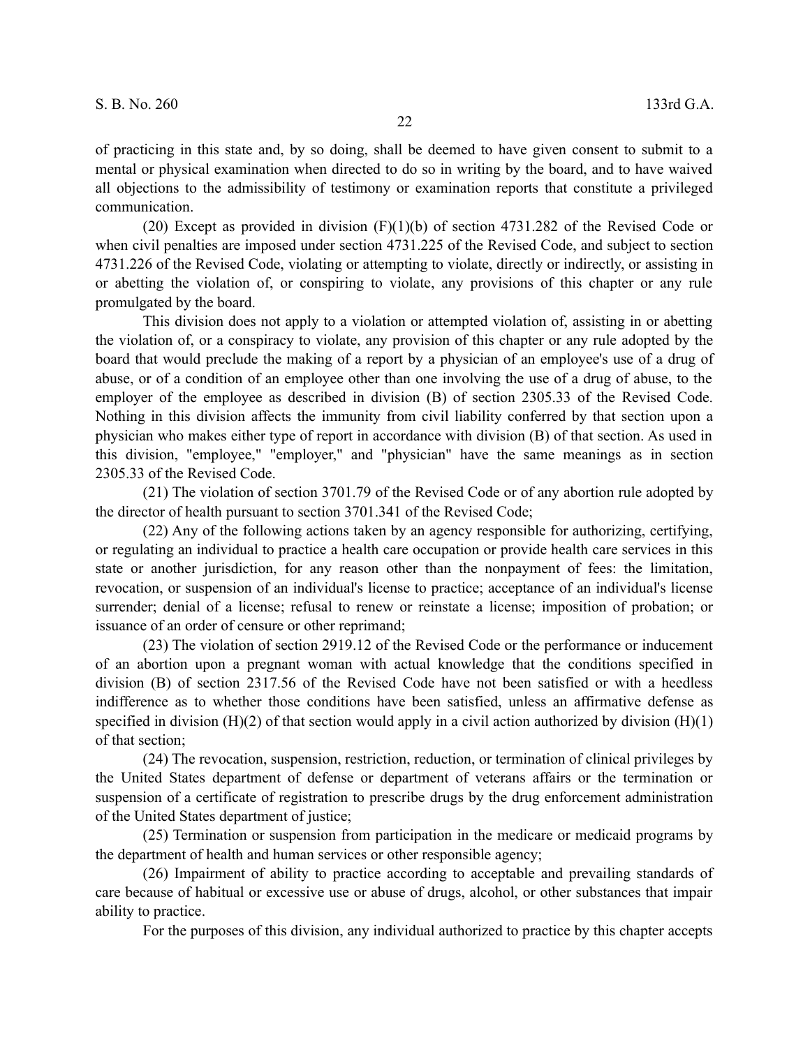of practicing in this state and, by so doing, shall be deemed to have given consent to submit to a mental or physical examination when directed to do so in writing by the board, and to have waived all objections to the admissibility of testimony or examination reports that constitute a privileged communication.

(20) Except as provided in division (F)(1)(b) of section 4731.282 of the Revised Code or when civil penalties are imposed under section 4731.225 of the Revised Code, and subject to section 4731.226 of the Revised Code, violating or attempting to violate, directly or indirectly, or assisting in or abetting the violation of, or conspiring to violate, any provisions of this chapter or any rule promulgated by the board.

This division does not apply to a violation or attempted violation of, assisting in or abetting the violation of, or a conspiracy to violate, any provision of this chapter or any rule adopted by the board that would preclude the making of a report by a physician of an employee's use of a drug of abuse, or of a condition of an employee other than one involving the use of a drug of abuse, to the employer of the employee as described in division (B) of section 2305.33 of the Revised Code. Nothing in this division affects the immunity from civil liability conferred by that section upon a physician who makes either type of report in accordance with division (B) of that section. As used in this division, "employee," "employer," and "physician" have the same meanings as in section 2305.33 of the Revised Code.

(21) The violation of section 3701.79 of the Revised Code or of any abortion rule adopted by the director of health pursuant to section 3701.341 of the Revised Code;

(22) Any of the following actions taken by an agency responsible for authorizing, certifying, or regulating an individual to practice a health care occupation or provide health care services in this state or another jurisdiction, for any reason other than the nonpayment of fees: the limitation, revocation, or suspension of an individual's license to practice; acceptance of an individual's license surrender; denial of a license; refusal to renew or reinstate a license; imposition of probation; or issuance of an order of censure or other reprimand;

(23) The violation of section 2919.12 of the Revised Code or the performance or inducement of an abortion upon a pregnant woman with actual knowledge that the conditions specified in division (B) of section 2317.56 of the Revised Code have not been satisfied or with a heedless indifference as to whether those conditions have been satisfied, unless an affirmative defense as specified in division (H)(2) of that section would apply in a civil action authorized by division (H)(1) of that section;

(24) The revocation, suspension, restriction, reduction, or termination of clinical privileges by the United States department of defense or department of veterans affairs or the termination or suspension of a certificate of registration to prescribe drugs by the drug enforcement administration of the United States department of justice;

(25) Termination or suspension from participation in the medicare or medicaid programs by the department of health and human services or other responsible agency;

(26) Impairment of ability to practice according to acceptable and prevailing standards of care because of habitual or excessive use or abuse of drugs, alcohol, or other substances that impair ability to practice.

For the purposes of this division, any individual authorized to practice by this chapter accepts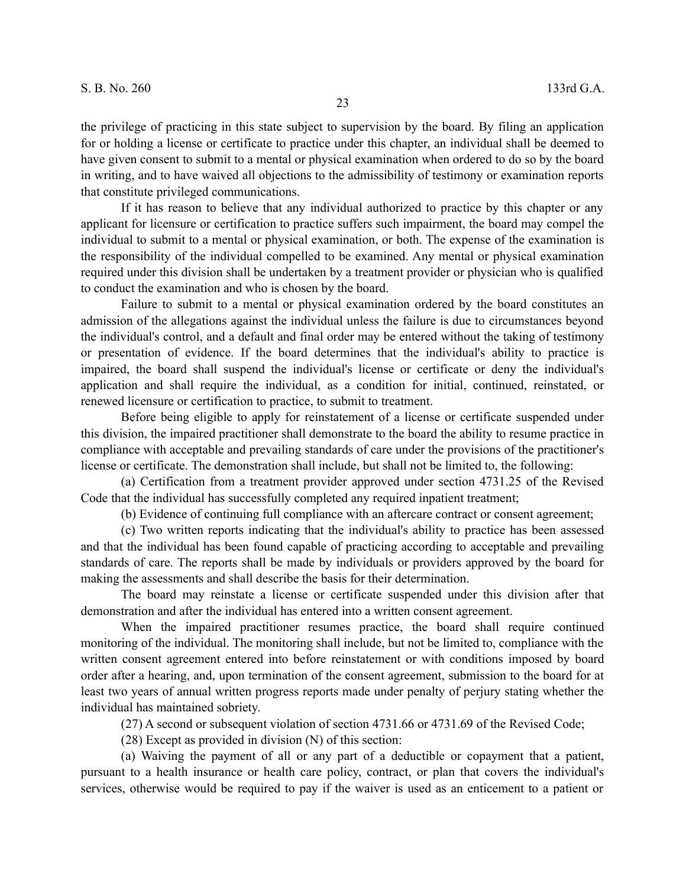the privilege of practicing in this state subject to supervision by the board. By filing an application for or holding a license or certificate to practice under this chapter, an individual shall be deemed to have given consent to submit to a mental or physical examination when ordered to do so by the board in writing, and to have waived all objections to the admissibility of testimony or examination reports that constitute privileged communications.

If it has reason to believe that any individual authorized to practice by this chapter or any applicant for licensure or certification to practice suffers such impairment, the board may compel the individual to submit to a mental or physical examination, or both. The expense of the examination is the responsibility of the individual compelled to be examined. Any mental or physical examination required under this division shall be undertaken by a treatment provider or physician who is qualified to conduct the examination and who is chosen by the board.

Failure to submit to a mental or physical examination ordered by the board constitutes an admission of the allegations against the individual unless the failure is due to circumstances beyond the individual's control, and a default and final order may be entered without the taking of testimony or presentation of evidence. If the board determines that the individual's ability to practice is impaired, the board shall suspend the individual's license or certificate or deny the individual's application and shall require the individual, as a condition for initial, continued, reinstated, or renewed licensure or certification to practice, to submit to treatment.

Before being eligible to apply for reinstatement of a license or certificate suspended under this division, the impaired practitioner shall demonstrate to the board the ability to resume practice in compliance with acceptable and prevailing standards of care under the provisions of the practitioner's license or certificate. The demonstration shall include, but shall not be limited to, the following:

(a) Certification from a treatment provider approved under section 4731.25 of the Revised Code that the individual has successfully completed any required inpatient treatment;

(b) Evidence of continuing full compliance with an aftercare contract or consent agreement;

(c) Two written reports indicating that the individual's ability to practice has been assessed and that the individual has been found capable of practicing according to acceptable and prevailing standards of care. The reports shall be made by individuals or providers approved by the board for making the assessments and shall describe the basis for their determination.

The board may reinstate a license or certificate suspended under this division after that demonstration and after the individual has entered into a written consent agreement.

When the impaired practitioner resumes practice, the board shall require continued monitoring of the individual. The monitoring shall include, but not be limited to, compliance with the written consent agreement entered into before reinstatement or with conditions imposed by board order after a hearing, and, upon termination of the consent agreement, submission to the board for at least two years of annual written progress reports made under penalty of perjury stating whether the individual has maintained sobriety.

(27) A second or subsequent violation of section 4731.66 or 4731.69 of the Revised Code;

(28) Except as provided in division (N) of this section:

(a) Waiving the payment of all or any part of a deductible or copayment that a patient, pursuant to a health insurance or health care policy, contract, or plan that covers the individual's services, otherwise would be required to pay if the waiver is used as an enticement to a patient or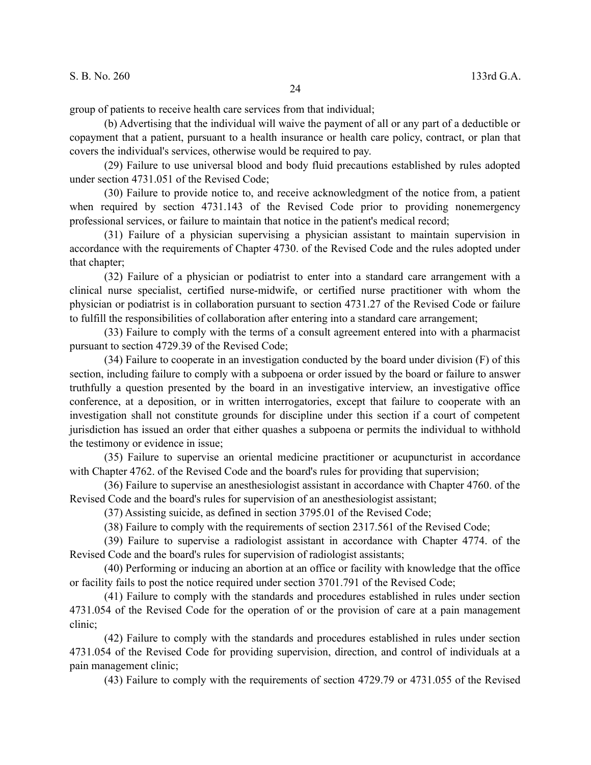group of patients to receive health care services from that individual;

(b) Advertising that the individual will waive the payment of all or any part of a deductible or copayment that a patient, pursuant to a health insurance or health care policy, contract, or plan that covers the individual's services, otherwise would be required to pay.

(29) Failure to use universal blood and body fluid precautions established by rules adopted under section 4731.051 of the Revised Code;

(30) Failure to provide notice to, and receive acknowledgment of the notice from, a patient when required by section 4731.143 of the Revised Code prior to providing nonemergency professional services, or failure to maintain that notice in the patient's medical record;

(31) Failure of a physician supervising a physician assistant to maintain supervision in accordance with the requirements of Chapter 4730. of the Revised Code and the rules adopted under that chapter;

(32) Failure of a physician or podiatrist to enter into a standard care arrangement with a clinical nurse specialist, certified nurse-midwife, or certified nurse practitioner with whom the physician or podiatrist is in collaboration pursuant to section 4731.27 of the Revised Code or failure to fulfill the responsibilities of collaboration after entering into a standard care arrangement;

(33) Failure to comply with the terms of a consult agreement entered into with a pharmacist pursuant to section 4729.39 of the Revised Code;

(34) Failure to cooperate in an investigation conducted by the board under division (F) of this section, including failure to comply with a subpoena or order issued by the board or failure to answer truthfully a question presented by the board in an investigative interview, an investigative office conference, at a deposition, or in written interrogatories, except that failure to cooperate with an investigation shall not constitute grounds for discipline under this section if a court of competent jurisdiction has issued an order that either quashes a subpoena or permits the individual to withhold the testimony or evidence in issue;

(35) Failure to supervise an oriental medicine practitioner or acupuncturist in accordance with Chapter 4762. of the Revised Code and the board's rules for providing that supervision;

(36) Failure to supervise an anesthesiologist assistant in accordance with Chapter 4760. of the Revised Code and the board's rules for supervision of an anesthesiologist assistant;

(37) Assisting suicide, as defined in section 3795.01 of the Revised Code;

(38) Failure to comply with the requirements of section 2317.561 of the Revised Code;

(39) Failure to supervise a radiologist assistant in accordance with Chapter 4774. of the Revised Code and the board's rules for supervision of radiologist assistants;

(40) Performing or inducing an abortion at an office or facility with knowledge that the office or facility fails to post the notice required under section 3701.791 of the Revised Code;

(41) Failure to comply with the standards and procedures established in rules under section 4731.054 of the Revised Code for the operation of or the provision of care at a pain management clinic;

(42) Failure to comply with the standards and procedures established in rules under section 4731.054 of the Revised Code for providing supervision, direction, and control of individuals at a pain management clinic;

(43) Failure to comply with the requirements of section 4729.79 or 4731.055 of the Revised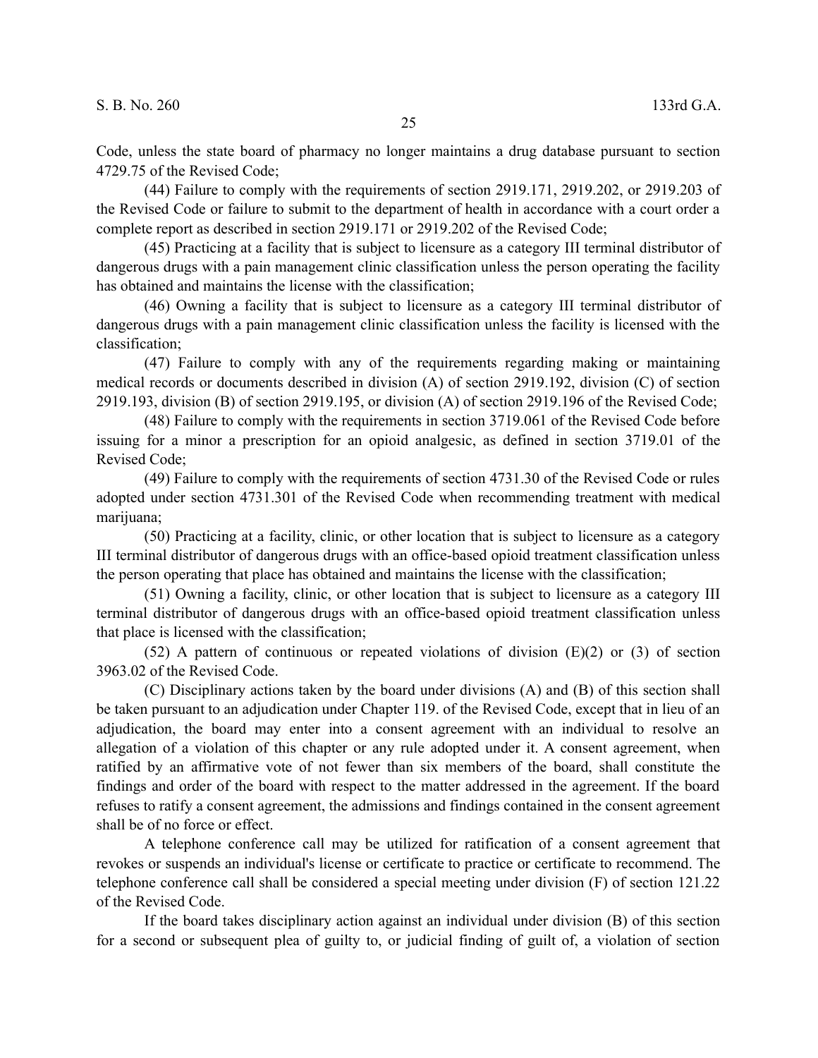Code, unless the state board of pharmacy no longer maintains a drug database pursuant to section 4729.75 of the Revised Code;

(44) Failure to comply with the requirements of section 2919.171, 2919.202, or 2919.203 of the Revised Code or failure to submit to the department of health in accordance with a court order a complete report as described in section 2919.171 or 2919.202 of the Revised Code;

(45) Practicing at a facility that is subject to licensure as a category III terminal distributor of dangerous drugs with a pain management clinic classification unless the person operating the facility has obtained and maintains the license with the classification;

(46) Owning a facility that is subject to licensure as a category III terminal distributor of dangerous drugs with a pain management clinic classification unless the facility is licensed with the classification;

(47) Failure to comply with any of the requirements regarding making or maintaining medical records or documents described in division (A) of section 2919.192, division (C) of section 2919.193, division (B) of section 2919.195, or division (A) of section 2919.196 of the Revised Code;

(48) Failure to comply with the requirements in section 3719.061 of the Revised Code before issuing for a minor a prescription for an opioid analgesic, as defined in section 3719.01 of the Revised Code;

(49) Failure to comply with the requirements of section 4731.30 of the Revised Code or rules adopted under section 4731.301 of the Revised Code when recommending treatment with medical marijuana;

(50) Practicing at a facility, clinic, or other location that is subject to licensure as a category III terminal distributor of dangerous drugs with an office-based opioid treatment classification unless the person operating that place has obtained and maintains the license with the classification;

(51) Owning a facility, clinic, or other location that is subject to licensure as a category III terminal distributor of dangerous drugs with an office-based opioid treatment classification unless that place is licensed with the classification;

(52) A pattern of continuous or repeated violations of division (E)(2) or (3) of section 3963.02 of the Revised Code.

(C) Disciplinary actions taken by the board under divisions (A) and (B) of this section shall be taken pursuant to an adjudication under Chapter 119. of the Revised Code, except that in lieu of an adjudication, the board may enter into a consent agreement with an individual to resolve an allegation of a violation of this chapter or any rule adopted under it. A consent agreement, when ratified by an affirmative vote of not fewer than six members of the board, shall constitute the findings and order of the board with respect to the matter addressed in the agreement. If the board refuses to ratify a consent agreement, the admissions and findings contained in the consent agreement shall be of no force or effect.

A telephone conference call may be utilized for ratification of a consent agreement that revokes or suspends an individual's license or certificate to practice or certificate to recommend. The telephone conference call shall be considered a special meeting under division (F) of section 121.22 of the Revised Code.

If the board takes disciplinary action against an individual under division (B) of this section for a second or subsequent plea of guilty to, or judicial finding of guilt of, a violation of section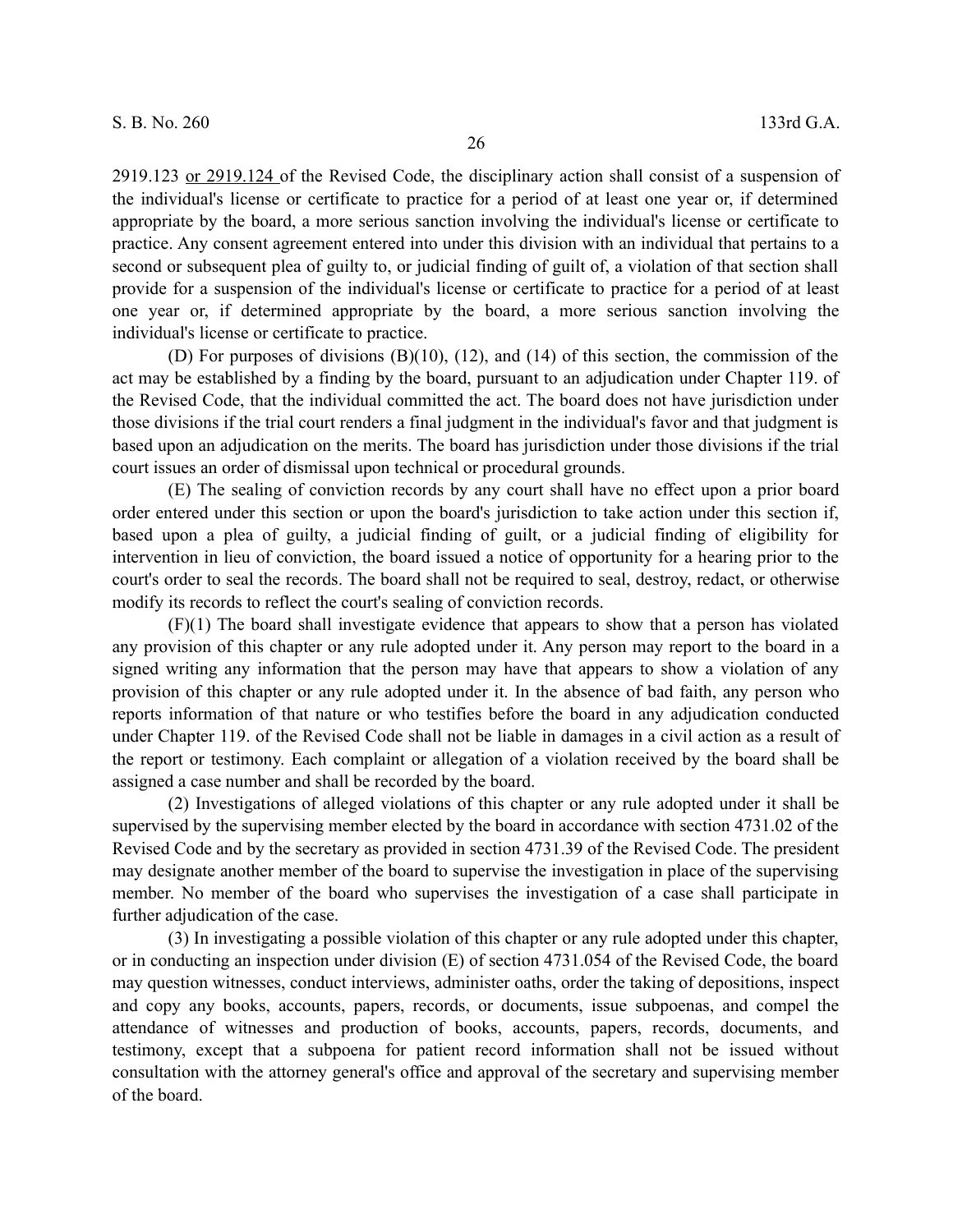2919.123 or 2919.124 of the Revised Code, the disciplinary action shall consist of a suspension of the individual's license or certificate to practice for a period of at least one year or, if determined appropriate by the board, a more serious sanction involving the individual's license or certificate to practice. Any consent agreement entered into under this division with an individual that pertains to a second or subsequent plea of guilty to, or judicial finding of guilt of, a violation of that section shall provide for a suspension of the individual's license or certificate to practice for a period of at least one year or, if determined appropriate by the board, a more serious sanction involving the individual's license or certificate to practice.

(D) For purposes of divisions (B)(10), (12), and (14) of this section, the commission of the act may be established by a finding by the board, pursuant to an adjudication under Chapter 119. of the Revised Code, that the individual committed the act. The board does not have jurisdiction under those divisions if the trial court renders a final judgment in the individual's favor and that judgment is based upon an adjudication on the merits. The board has jurisdiction under those divisions if the trial court issues an order of dismissal upon technical or procedural grounds.

(E) The sealing of conviction records by any court shall have no effect upon a prior board order entered under this section or upon the board's jurisdiction to take action under this section if, based upon a plea of guilty, a judicial finding of guilt, or a judicial finding of eligibility for intervention in lieu of conviction, the board issued a notice of opportunity for a hearing prior to the court's order to seal the records. The board shall not be required to seal, destroy, redact, or otherwise modify its records to reflect the court's sealing of conviction records.

(F)(1) The board shall investigate evidence that appears to show that a person has violated any provision of this chapter or any rule adopted under it. Any person may report to the board in a signed writing any information that the person may have that appears to show a violation of any provision of this chapter or any rule adopted under it. In the absence of bad faith, any person who reports information of that nature or who testifies before the board in any adjudication conducted under Chapter 119. of the Revised Code shall not be liable in damages in a civil action as a result of the report or testimony. Each complaint or allegation of a violation received by the board shall be assigned a case number and shall be recorded by the board.

(2) Investigations of alleged violations of this chapter or any rule adopted under it shall be supervised by the supervising member elected by the board in accordance with section 4731.02 of the Revised Code and by the secretary as provided in section 4731.39 of the Revised Code. The president may designate another member of the board to supervise the investigation in place of the supervising member. No member of the board who supervises the investigation of a case shall participate in further adjudication of the case.

(3) In investigating a possible violation of this chapter or any rule adopted under this chapter, or in conducting an inspection under division (E) of section 4731.054 of the Revised Code, the board may question witnesses, conduct interviews, administer oaths, order the taking of depositions, inspect and copy any books, accounts, papers, records, or documents, issue subpoenas, and compel the attendance of witnesses and production of books, accounts, papers, records, documents, and testimony, except that a subpoena for patient record information shall not be issued without consultation with the attorney general's office and approval of the secretary and supervising member of the board.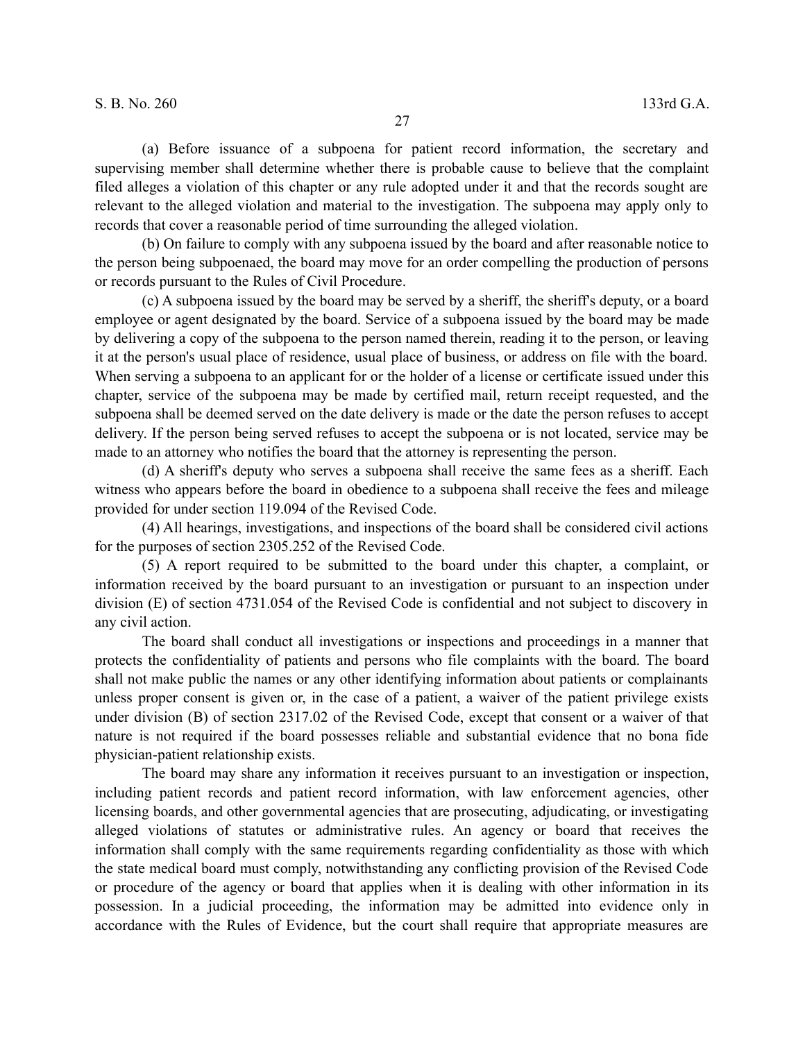(a) Before issuance of a subpoena for patient record information, the secretary and supervising member shall determine whether there is probable cause to believe that the complaint filed alleges a violation of this chapter or any rule adopted under it and that the records sought are relevant to the alleged violation and material to the investigation. The subpoena may apply only to records that cover a reasonable period of time surrounding the alleged violation.

(b) On failure to comply with any subpoena issued by the board and after reasonable notice to the person being subpoenaed, the board may move for an order compelling the production of persons or records pursuant to the Rules of Civil Procedure.

(c) A subpoena issued by the board may be served by a sheriff, the sheriff's deputy, or a board employee or agent designated by the board. Service of a subpoena issued by the board may be made by delivering a copy of the subpoena to the person named therein, reading it to the person, or leaving it at the person's usual place of residence, usual place of business, or address on file with the board. When serving a subpoena to an applicant for or the holder of a license or certificate issued under this chapter, service of the subpoena may be made by certified mail, return receipt requested, and the subpoena shall be deemed served on the date delivery is made or the date the person refuses to accept delivery. If the person being served refuses to accept the subpoena or is not located, service may be made to an attorney who notifies the board that the attorney is representing the person.

(d) A sheriff's deputy who serves a subpoena shall receive the same fees as a sheriff. Each witness who appears before the board in obedience to a subpoena shall receive the fees and mileage provided for under section 119.094 of the Revised Code.

(4) All hearings, investigations, and inspections of the board shall be considered civil actions for the purposes of section 2305.252 of the Revised Code.

(5) A report required to be submitted to the board under this chapter, a complaint, or information received by the board pursuant to an investigation or pursuant to an inspection under division (E) of section 4731.054 of the Revised Code is confidential and not subject to discovery in any civil action.

The board shall conduct all investigations or inspections and proceedings in a manner that protects the confidentiality of patients and persons who file complaints with the board. The board shall not make public the names or any other identifying information about patients or complainants unless proper consent is given or, in the case of a patient, a waiver of the patient privilege exists under division (B) of section 2317.02 of the Revised Code, except that consent or a waiver of that nature is not required if the board possesses reliable and substantial evidence that no bona fide physician-patient relationship exists.

The board may share any information it receives pursuant to an investigation or inspection, including patient records and patient record information, with law enforcement agencies, other licensing boards, and other governmental agencies that are prosecuting, adjudicating, or investigating alleged violations of statutes or administrative rules. An agency or board that receives the information shall comply with the same requirements regarding confidentiality as those with which the state medical board must comply, notwithstanding any conflicting provision of the Revised Code or procedure of the agency or board that applies when it is dealing with other information in its possession. In a judicial proceeding, the information may be admitted into evidence only in accordance with the Rules of Evidence, but the court shall require that appropriate measures are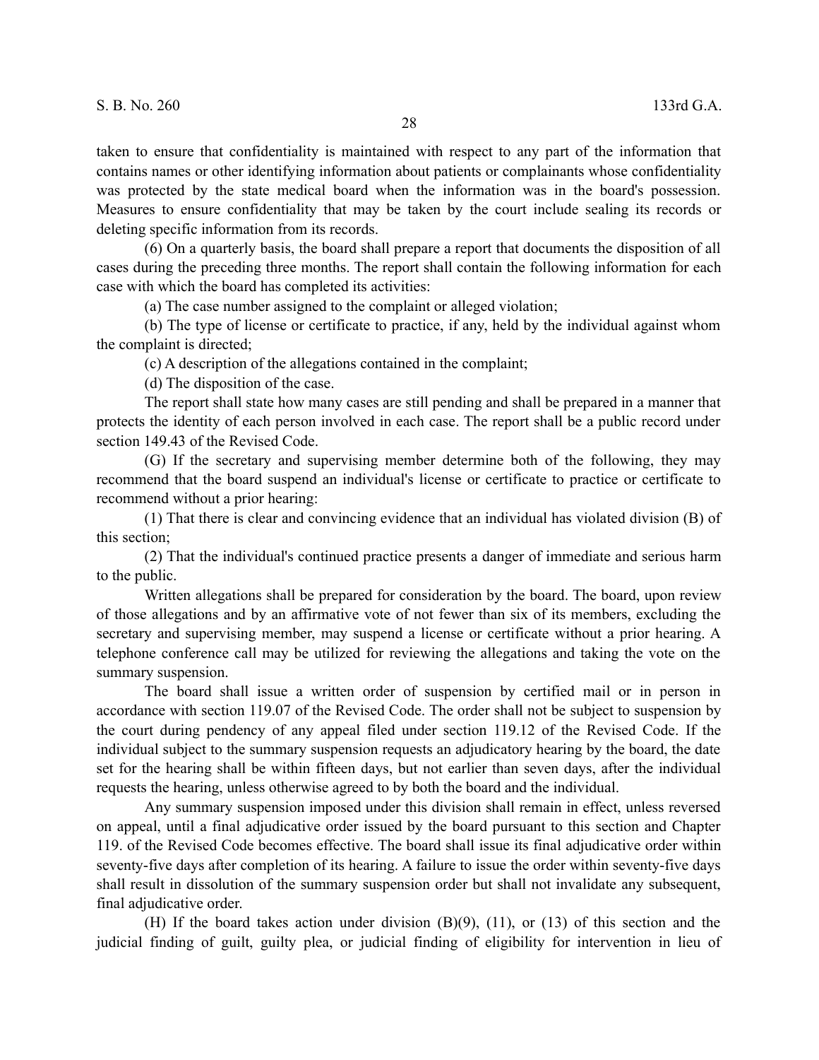taken to ensure that confidentiality is maintained with respect to any part of the information that contains names or other identifying information about patients or complainants whose confidentiality was protected by the state medical board when the information was in the board's possession. Measures to ensure confidentiality that may be taken by the court include sealing its records or deleting specific information from its records.

(6) On a quarterly basis, the board shall prepare a report that documents the disposition of all cases during the preceding three months. The report shall contain the following information for each case with which the board has completed its activities:

(a) The case number assigned to the complaint or alleged violation;

(b) The type of license or certificate to practice, if any, held by the individual against whom the complaint is directed;

(c) A description of the allegations contained in the complaint;

(d) The disposition of the case.

The report shall state how many cases are still pending and shall be prepared in a manner that protects the identity of each person involved in each case. The report shall be a public record under section 149.43 of the Revised Code.

(G) If the secretary and supervising member determine both of the following, they may recommend that the board suspend an individual's license or certificate to practice or certificate to recommend without a prior hearing:

(1) That there is clear and convincing evidence that an individual has violated division (B) of this section;

(2) That the individual's continued practice presents a danger of immediate and serious harm to the public.

Written allegations shall be prepared for consideration by the board. The board, upon review of those allegations and by an affirmative vote of not fewer than six of its members, excluding the secretary and supervising member, may suspend a license or certificate without a prior hearing. A telephone conference call may be utilized for reviewing the allegations and taking the vote on the summary suspension.

The board shall issue a written order of suspension by certified mail or in person in accordance with section 119.07 of the Revised Code. The order shall not be subject to suspension by the court during pendency of any appeal filed under section 119.12 of the Revised Code. If the individual subject to the summary suspension requests an adjudicatory hearing by the board, the date set for the hearing shall be within fifteen days, but not earlier than seven days, after the individual requests the hearing, unless otherwise agreed to by both the board and the individual.

Any summary suspension imposed under this division shall remain in effect, unless reversed on appeal, until a final adjudicative order issued by the board pursuant to this section and Chapter 119. of the Revised Code becomes effective. The board shall issue its final adjudicative order within seventy-five days after completion of its hearing. A failure to issue the order within seventy-five days shall result in dissolution of the summary suspension order but shall not invalidate any subsequent, final adjudicative order.

(H) If the board takes action under division (B)(9), (11), or (13) of this section and the judicial finding of guilt, guilty plea, or judicial finding of eligibility for intervention in lieu of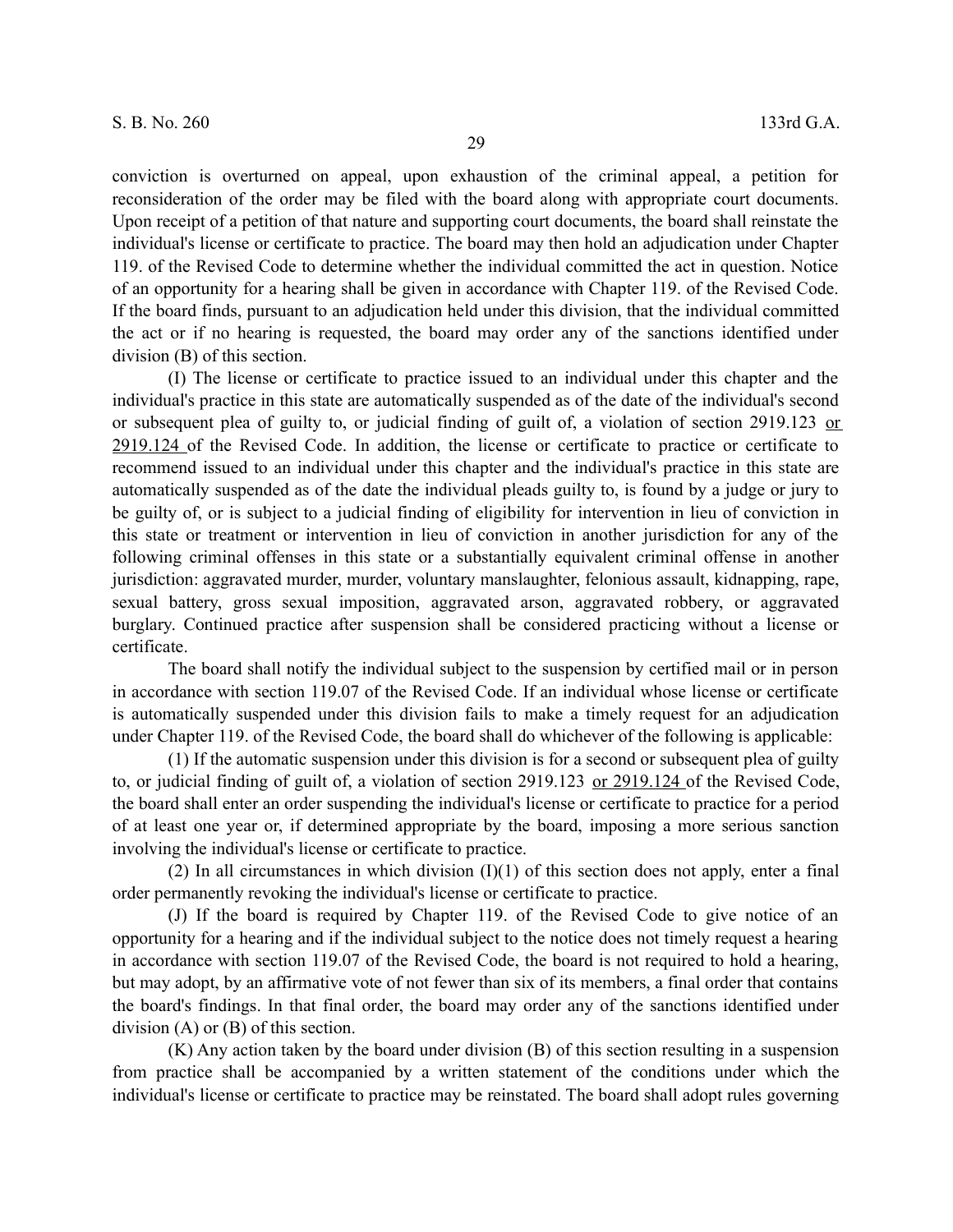conviction is overturned on appeal, upon exhaustion of the criminal appeal, a petition for reconsideration of the order may be filed with the board along with appropriate court documents. Upon receipt of a petition of that nature and supporting court documents, the board shall reinstate the individual's license or certificate to practice. The board may then hold an adjudication under Chapter 119. of the Revised Code to determine whether the individual committed the act in question. Notice of an opportunity for a hearing shall be given in accordance with Chapter 119. of the Revised Code. If the board finds, pursuant to an adjudication held under this division, that the individual committed the act or if no hearing is requested, the board may order any of the sanctions identified under division (B) of this section.

(I) The license or certificate to practice issued to an individual under this chapter and the individual's practice in this state are automatically suspended as of the date of the individual's second or subsequent plea of guilty to, or judicial finding of guilt of, a violation of section 2919.123 or 2919.124 of the Revised Code. In addition, the license or certificate to practice or certificate to recommend issued to an individual under this chapter and the individual's practice in this state are automatically suspended as of the date the individual pleads guilty to, is found by a judge or jury to be guilty of, or is subject to a judicial finding of eligibility for intervention in lieu of conviction in this state or treatment or intervention in lieu of conviction in another jurisdiction for any of the following criminal offenses in this state or a substantially equivalent criminal offense in another jurisdiction: aggravated murder, murder, voluntary manslaughter, felonious assault, kidnapping, rape, sexual battery, gross sexual imposition, aggravated arson, aggravated robbery, or aggravated burglary. Continued practice after suspension shall be considered practicing without a license or certificate.

The board shall notify the individual subject to the suspension by certified mail or in person in accordance with section 119.07 of the Revised Code. If an individual whose license or certificate is automatically suspended under this division fails to make a timely request for an adjudication under Chapter 119. of the Revised Code, the board shall do whichever of the following is applicable:

(1) If the automatic suspension under this division is for a second or subsequent plea of guilty to, or judicial finding of guilt of, a violation of section 2919.123 or 2919.124 of the Revised Code, the board shall enter an order suspending the individual's license or certificate to practice for a period of at least one year or, if determined appropriate by the board, imposing a more serious sanction involving the individual's license or certificate to practice.

(2) In all circumstances in which division (I)(1) of this section does not apply, enter a final order permanently revoking the individual's license or certificate to practice.

(J) If the board is required by Chapter 119. of the Revised Code to give notice of an opportunity for a hearing and if the individual subject to the notice does not timely request a hearing in accordance with section 119.07 of the Revised Code, the board is not required to hold a hearing, but may adopt, by an affirmative vote of not fewer than six of its members, a final order that contains the board's findings. In that final order, the board may order any of the sanctions identified under division (A) or (B) of this section.

(K) Any action taken by the board under division (B) of this section resulting in a suspension from practice shall be accompanied by a written statement of the conditions under which the individual's license or certificate to practice may be reinstated. The board shall adopt rules governing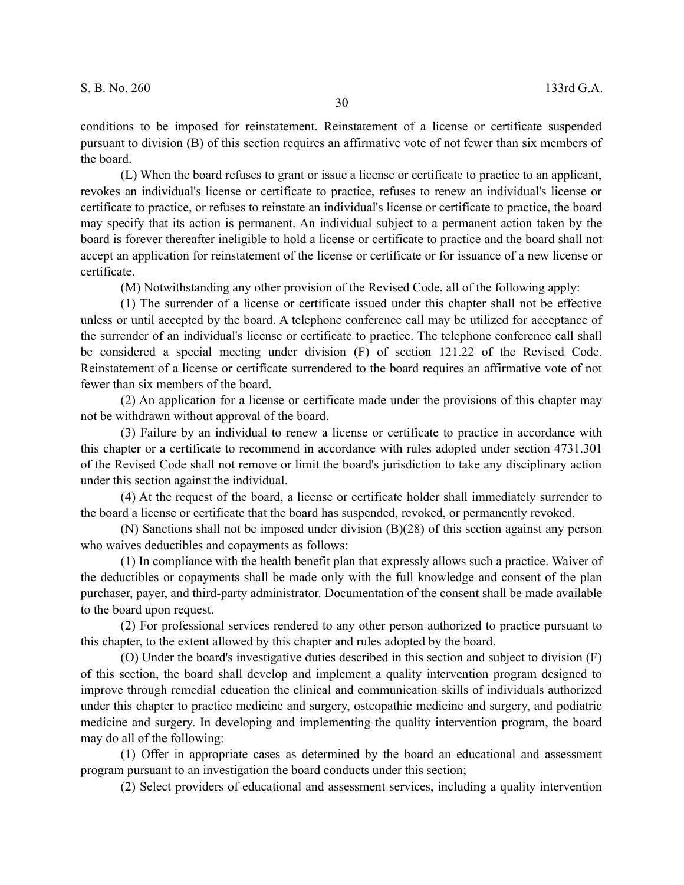conditions to be imposed for reinstatement. Reinstatement of a license or certificate suspended pursuant to division (B) of this section requires an affirmative vote of not fewer than six members of the board.

(L) When the board refuses to grant or issue a license or certificate to practice to an applicant, revokes an individual's license or certificate to practice, refuses to renew an individual's license or certificate to practice, or refuses to reinstate an individual's license or certificate to practice, the board may specify that its action is permanent. An individual subject to a permanent action taken by the board is forever thereafter ineligible to hold a license or certificate to practice and the board shall not accept an application for reinstatement of the license or certificate or for issuance of a new license or certificate.

(M) Notwithstanding any other provision of the Revised Code, all of the following apply:

(1) The surrender of a license or certificate issued under this chapter shall not be effective unless or until accepted by the board. A telephone conference call may be utilized for acceptance of the surrender of an individual's license or certificate to practice. The telephone conference call shall be considered a special meeting under division (F) of section 121.22 of the Revised Code. Reinstatement of a license or certificate surrendered to the board requires an affirmative vote of not fewer than six members of the board.

(2) An application for a license or certificate made under the provisions of this chapter may not be withdrawn without approval of the board.

(3) Failure by an individual to renew a license or certificate to practice in accordance with this chapter or a certificate to recommend in accordance with rules adopted under section 4731.301 of the Revised Code shall not remove or limit the board's jurisdiction to take any disciplinary action under this section against the individual.

(4) At the request of the board, a license or certificate holder shall immediately surrender to the board a license or certificate that the board has suspended, revoked, or permanently revoked.

(N) Sanctions shall not be imposed under division (B)(28) of this section against any person who waives deductibles and copayments as follows:

(1) In compliance with the health benefit plan that expressly allows such a practice. Waiver of the deductibles or copayments shall be made only with the full knowledge and consent of the plan purchaser, payer, and third-party administrator. Documentation of the consent shall be made available to the board upon request.

(2) For professional services rendered to any other person authorized to practice pursuant to this chapter, to the extent allowed by this chapter and rules adopted by the board.

(O) Under the board's investigative duties described in this section and subject to division (F) of this section, the board shall develop and implement a quality intervention program designed to improve through remedial education the clinical and communication skills of individuals authorized under this chapter to practice medicine and surgery, osteopathic medicine and surgery, and podiatric medicine and surgery. In developing and implementing the quality intervention program, the board may do all of the following:

(1) Offer in appropriate cases as determined by the board an educational and assessment program pursuant to an investigation the board conducts under this section;

(2) Select providers of educational and assessment services, including a quality intervention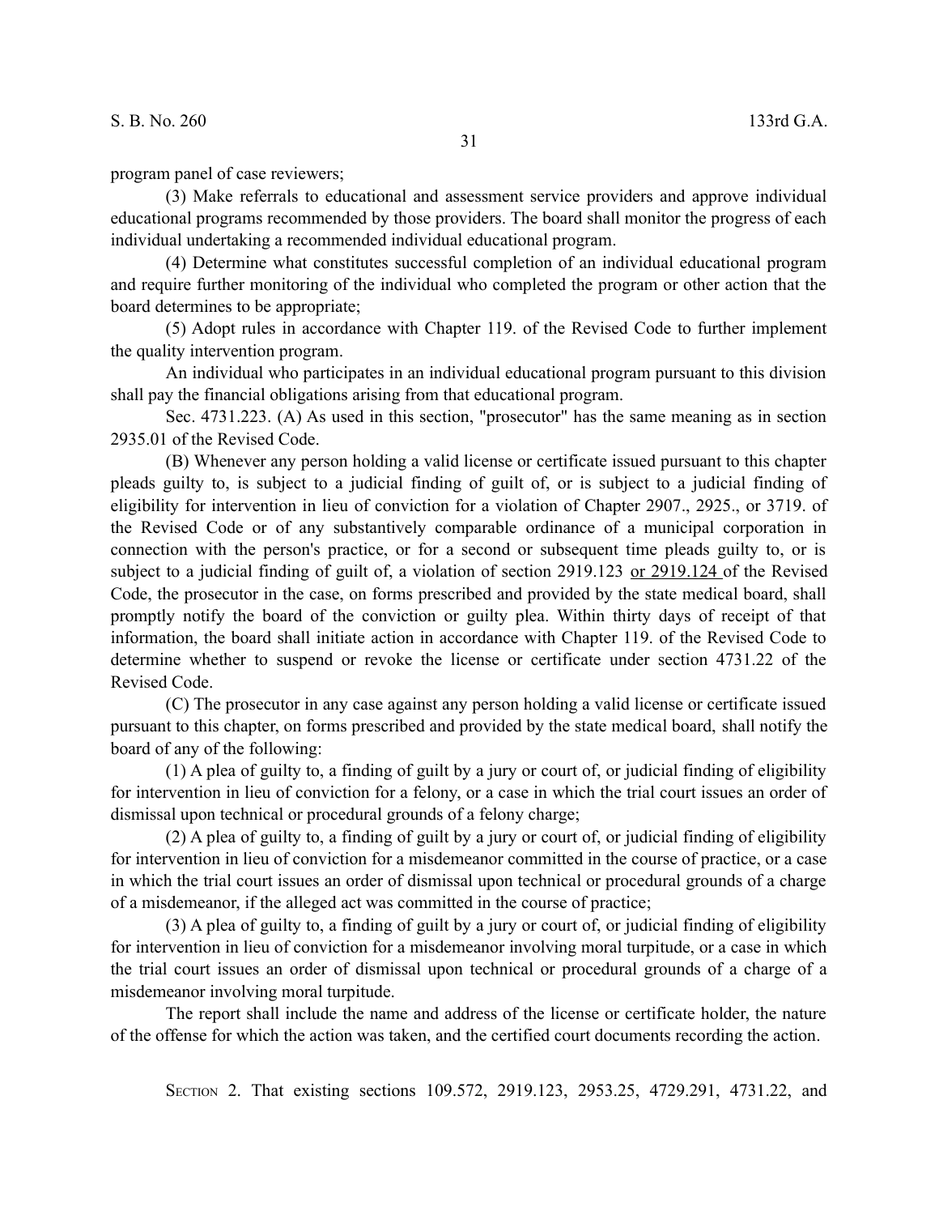program panel of case reviewers;

(3) Make referrals to educational and assessment service providers and approve individual educational programs recommended by those providers. The board shall monitor the progress of each individual undertaking a recommended individual educational program.

(4) Determine what constitutes successful completion of an individual educational program and require further monitoring of the individual who completed the program or other action that the board determines to be appropriate;

(5) Adopt rules in accordance with Chapter 119. of the Revised Code to further implement the quality intervention program.

An individual who participates in an individual educational program pursuant to this division shall pay the financial obligations arising from that educational program.

Sec. 4731.223. (A) As used in this section, "prosecutor" has the same meaning as in section 2935.01 of the Revised Code.

(B) Whenever any person holding a valid license or certificate issued pursuant to this chapter pleads guilty to, is subject to a judicial finding of guilt of, or is subject to a judicial finding of eligibility for intervention in lieu of conviction for a violation of Chapter 2907., 2925., or 3719. of the Revised Code or of any substantively comparable ordinance of a municipal corporation in connection with the person's practice, or for a second or subsequent time pleads guilty to, or is subject to a judicial finding of guilt of, a violation of section 2919.123 or 2919.124 of the Revised Code, the prosecutor in the case, on forms prescribed and provided by the state medical board, shall promptly notify the board of the conviction or guilty plea. Within thirty days of receipt of that information, the board shall initiate action in accordance with Chapter 119. of the Revised Code to determine whether to suspend or revoke the license or certificate under section 4731.22 of the Revised Code.

(C) The prosecutor in any case against any person holding a valid license or certificate issued pursuant to this chapter, on forms prescribed and provided by the state medical board, shall notify the board of any of the following:

(1) A plea of guilty to, a finding of guilt by a jury or court of, or judicial finding of eligibility for intervention in lieu of conviction for a felony, or a case in which the trial court issues an order of dismissal upon technical or procedural grounds of a felony charge;

(2) A plea of guilty to, a finding of guilt by a jury or court of, or judicial finding of eligibility for intervention in lieu of conviction for a misdemeanor committed in the course of practice, or a case in which the trial court issues an order of dismissal upon technical or procedural grounds of a charge of a misdemeanor, if the alleged act was committed in the course of practice;

(3) A plea of guilty to, a finding of guilt by a jury or court of, or judicial finding of eligibility for intervention in lieu of conviction for a misdemeanor involving moral turpitude, or a case in which the trial court issues an order of dismissal upon technical or procedural grounds of a charge of a misdemeanor involving moral turpitude.

The report shall include the name and address of the license or certificate holder, the nature of the offense for which the action was taken, and the certified court documents recording the action.

SECTION 2. That existing sections 109.572, 2919.123, 2953.25, 4729.291, 4731.22, and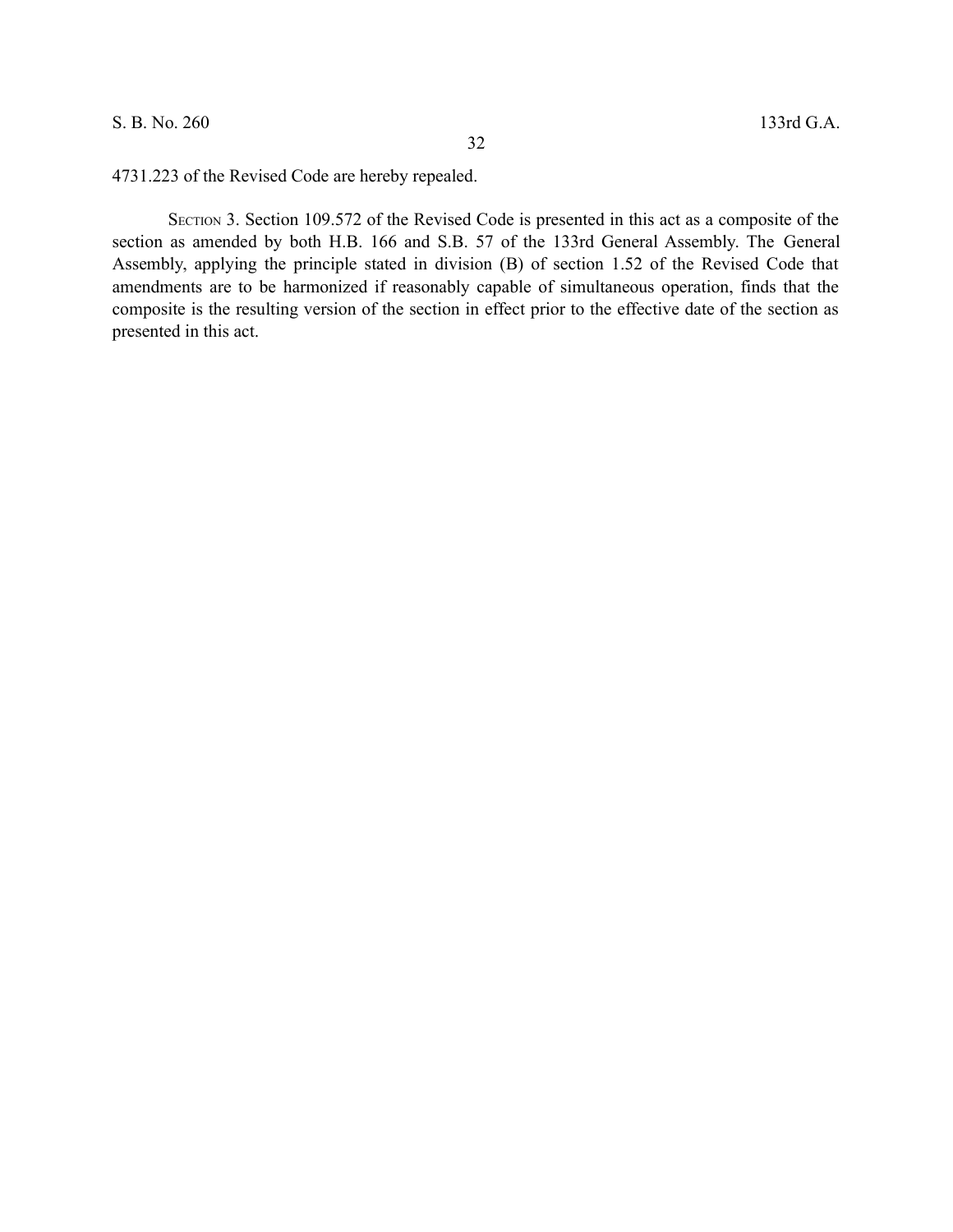4731.223 of the Revised Code are hereby repealed.

SECTION 3. Section 109.572 of the Revised Code is presented in this act as a composite of the section as amended by both H.B. 166 and S.B. 57 of the 133rd General Assembly. The General Assembly, applying the principle stated in division (B) of section 1.52 of the Revised Code that amendments are to be harmonized if reasonably capable of simultaneous operation, finds that the composite is the resulting version of the section in effect prior to the effective date of the section as presented in this act.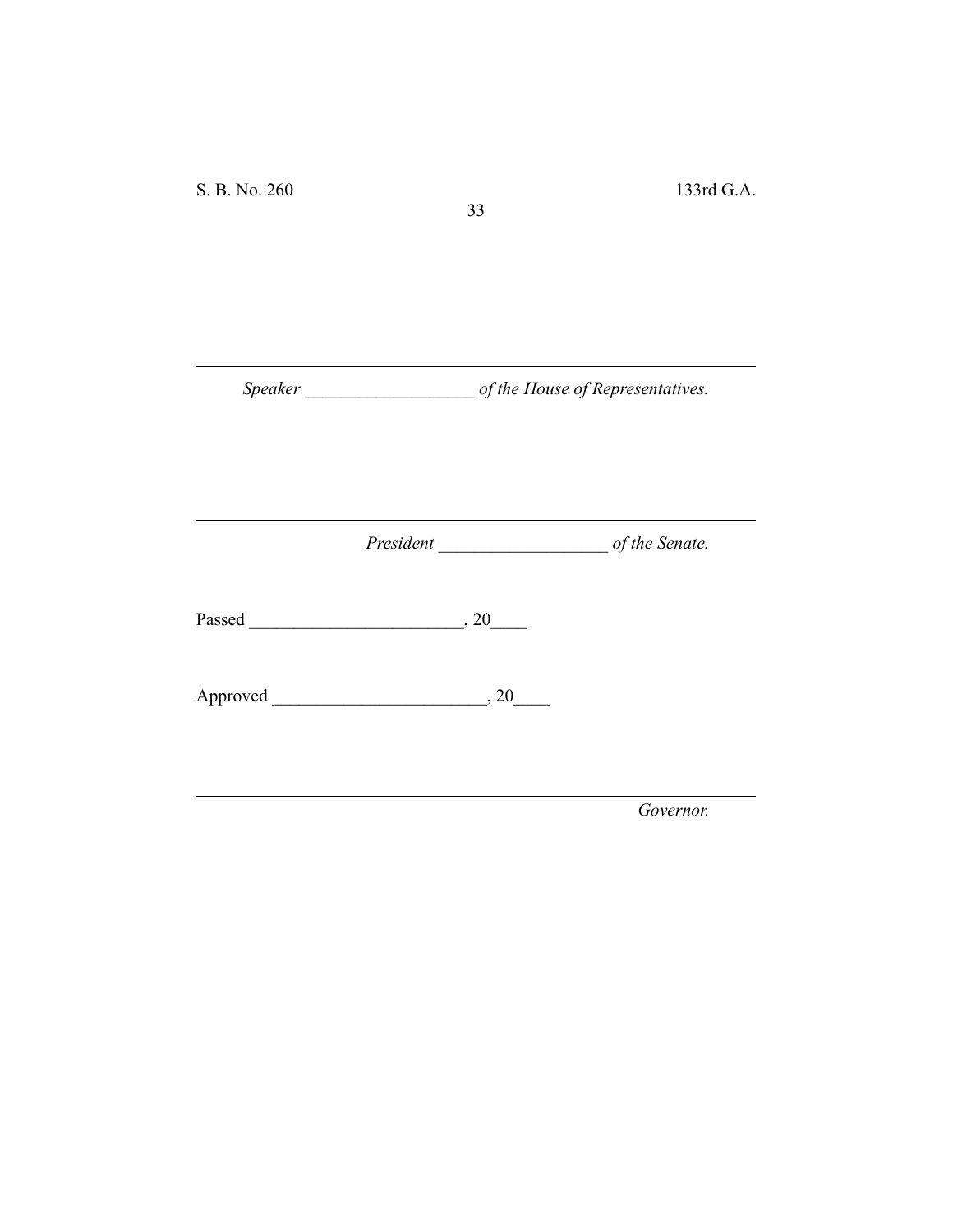---

*Speaker* ___________________ *of the House of Representatives.*

---

*President* ___________________ *of the Senate.*

Passed ________________________, 20____

Approved ________________________, 20____

---

*Governor.*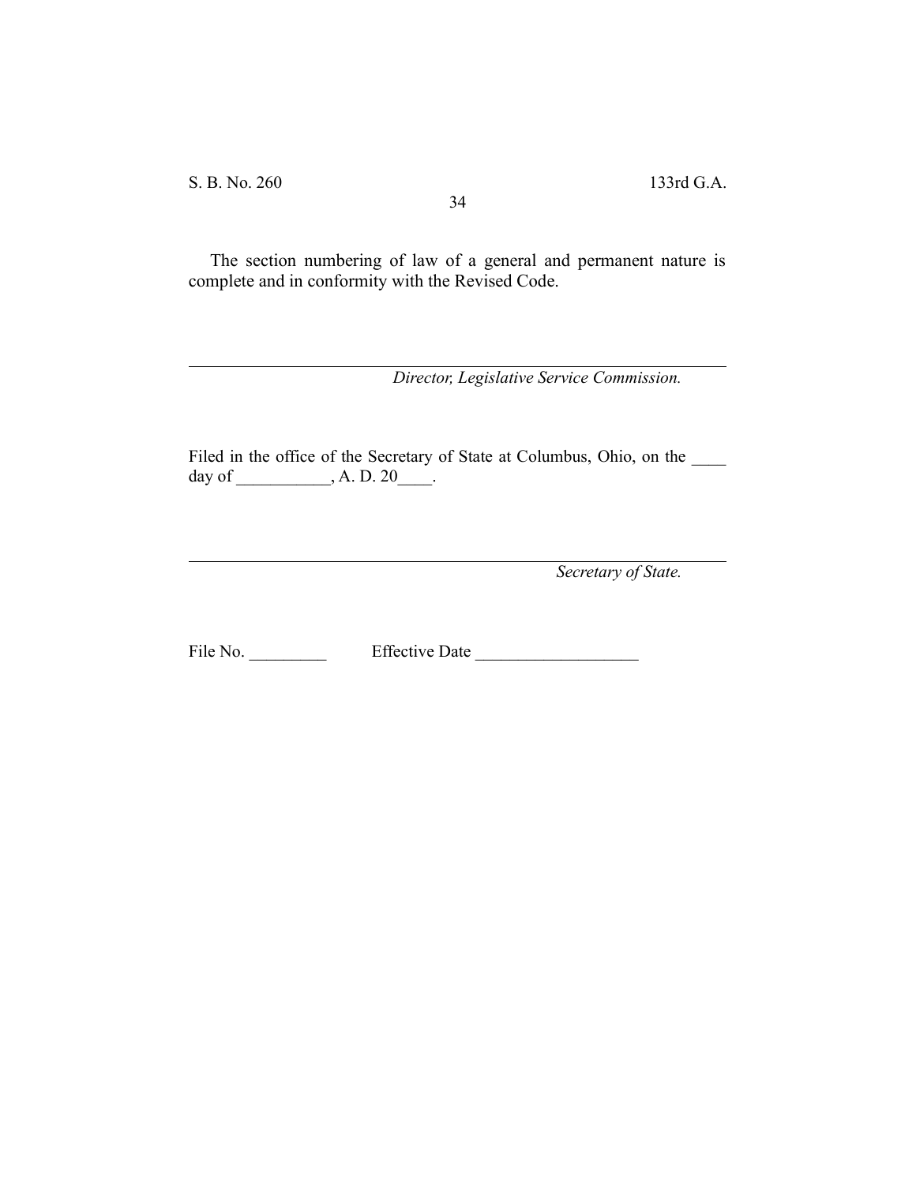The section numbering of law of a general and permanent nature is complete and in conformity with the Revised Code.

_______________________________________________________

*Director, Legislative Service Commission.*

Filed in the office of the Secretary of State at Columbus, Ohio, on the ____ day of ___________, A. D. 20____.

_______________________________________________________

*Secretary of State.*

File No. _________ Effective Date ___________________